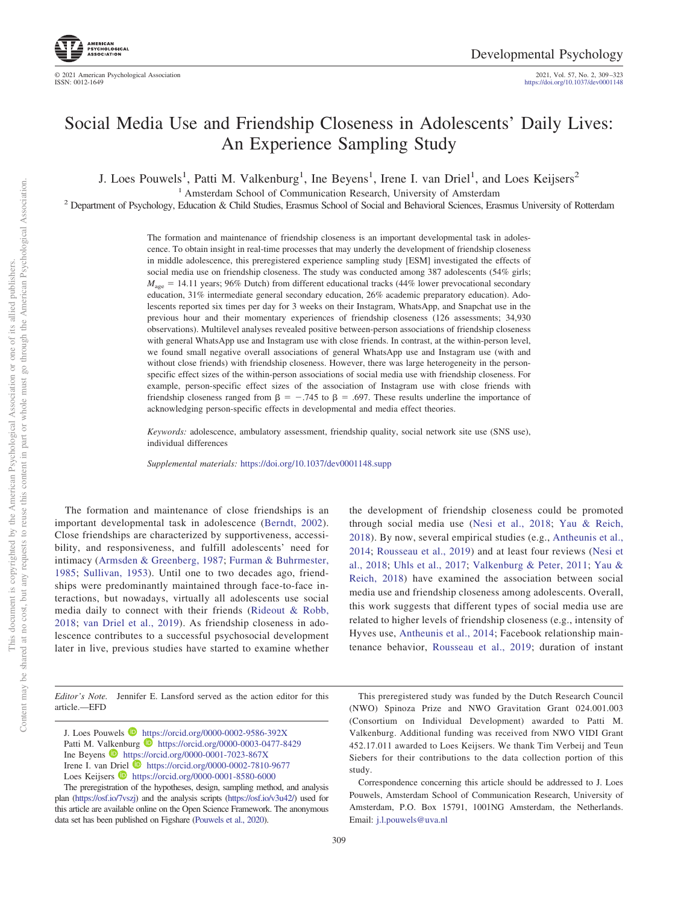# Social Media Use and Friendship Closeness in Adolescents' Daily Lives: An Experience Sampling Study

J. Loes Pouwels[1], Patti M. Valkenburg[1], Ine Beyens[1], Irene I. van Driel[1], and Loes Keijsers[2]

[1] Amsterdam School of Communication Research, University of Amsterdam

[2] Department of Psychology, Education & Child Studies, Erasmus School of Social and Behavioral Sciences, Erasmus University of Rotterdam

The formation and maintenance of friendship closeness is an important developmental task in adolescence. To obtain insight in real-time processes that may underly the development of friendship closeness in middle adolescence, this preregistered experience sampling study [ESM] investigated the effects of social media use on friendship closeness. The study was conducted among 387 adolescents (54% girls; $M_{age}$ = 14.11 years; 96% Dutch) from different educational tracks (44% lower prevocational secondary education, 31% intermediate general secondary education, 26% academic preparatory education). Adolescents reported six times per day for 3 weeks on their Instagram, WhatsApp, and Snapchat use in the previous hour and their momentary experiences of friendship closeness (126 assessments; 34,930 observations). Multilevel analyses revealed positive between-person associations of friendship closeness with general WhatsApp use and Instagram use with close friends. In contrast, at the within-person level, we found small negative overall associations of general WhatsApp use and Instagram use (with and without close friends) with friendship closeness. However, there was large heterogeneity in the person-specific effect sizes of the within-person associations of social media use with friendship closeness. For example, person-specific effect sizes of the association of Instagram use with close friends with friendship closeness ranged from $\beta = -.745$ to $\beta = .697$. These results underline the importance of acknowledging person-specific effects in developmental and media effect theories.

*Keywords:* adolescence, ambulatory assessment, friendship quality, social network site use (SNS use), individual differences

*Supplemental materials:* https://doi.org/10.1037/dev0001148.supp

The formation and maintenance of close friendships is an important developmental task in adolescence (Berndt, 2002). Close friendships are characterized by supportiveness, accessibility, and responsiveness, and fulfill adolescents' need for intimacy (Armsden & Greenberg, 1987; Furman & Buhrmester, 1985; Sullivan, 1953). Until one to two decades ago, friendships were predominantly maintained through face-to-face interactions, but nowadays, virtually all adolescents use social media daily to connect with their friends (Rideout & Robb, 2018; van Driel et al., 2019). As friendship closeness in adolescence contributes to a successful psychosocial development later in live, previous studies have started to examine whether the development of friendship closeness could be promoted through social media use (Nesi et al., 2018; Yau & Reich, 2018). By now, several empirical studies (e.g., Antheunis et al., 2014; Rousseau et al., 2019) and at least four reviews (Nesi et al., 2018; Uhls et al., 2017; Valkenburg & Peter, 2011; Yau & Reich, 2018) have examined the association between social media use and friendship closeness among adolescents. Overall, this work suggests that different types of social media use are related to higher levels of friendship closeness (e.g., intensity of Hyves use, Antheunis et al., 2014; Facebook relationship maintenance behavior, Rousseau et al., 2019; duration of instant

*Editor's Note.* Jennifer E. Lansford served as the action editor for this article.—EFD

J. Loes Pouwels https://orcid.org/0000-0002-9586-392X
Patti M. Valkenburg https://orcid.org/0000-0003-0477-8429
Ine Beyens https://orcid.org/0000-0001-7023-867X
Irene I. van Driel https://orcid.org/0000-0002-7810-9677
Loes Keijsers https://orcid.org/0000-0001-8580-6000

The preregistration of the hypotheses, design, sampling method, and analysis plan (https://osf.io/7vszj) and the analysis scripts (https://osf.io/v3u42/) used for this article are available online on the Open Science Framework. The anonymous data set has been published on Figshare (Pouwels et al., 2020).

This preregistered study was funded by the Dutch Research Council (NWO) Spinoza Prize and NWO Gravitation Grant 024.001.003 (Consortium on Individual Development) awarded to Patti M. Valkenburg. Additional funding was received from NWO VIDI Grant 452.17.011 awarded to Loes Keijsers. We thank Tim Verbeij and Teun Siebers for their contributions to the data collection portion of this study.

Correspondence concerning this article should be addressed to J. Loes Pouwels, Amsterdam School of Communication Research, University of Amsterdam, P.O. Box 15791, 1001NG Amsterdam, the Netherlands. Email: j.l.pouwels@uva.nl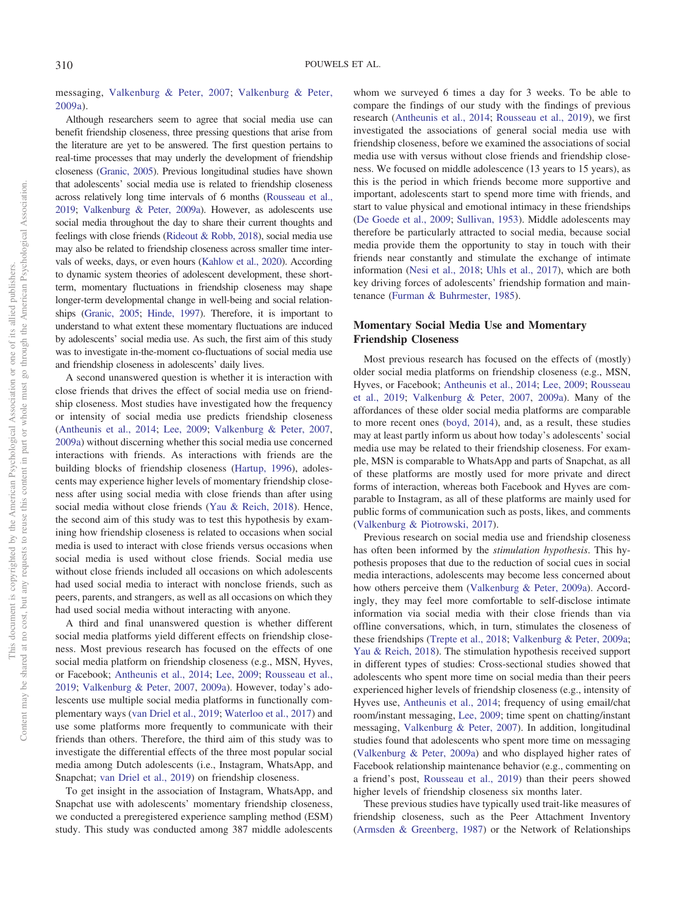messaging, Valkenburg & Peter, 2007; Valkenburg & Peter, 2009a).

Although researchers seem to agree that social media use can benefit friendship closeness, three pressing questions that arise from the literature are yet to be answered. The first question pertains to real-time processes that may underly the development of friendship closeness (Granic, 2005). Previous longitudinal studies have shown that adolescents' social media use is related to friendship closeness across relatively long time intervals of 6 months (Rousseau et al., 2019; Valkenburg & Peter, 2009a). However, as adolescents use social media throughout the day to share their current thoughts and feelings with close friends (Rideout & Robb, 2018), social media use may also be related to friendship closeness across smaller time intervals of weeks, days, or even hours (Kahlow et al., 2020). According to dynamic system theories of adolescent development, these short-term, momentary fluctuations in friendship closeness may shape longer-term developmental change in well-being and social relationships (Granic, 2005; Hinde, 1997). Therefore, it is important to understand to what extent these momentary fluctuations are induced by adolescents' social media use. As such, the first aim of this study was to investigate in-the-moment co-fluctuations of social media use and friendship closeness in adolescents' daily lives.

A second unanswered question is whether it is interaction with close friends that drives the effect of social media use on friendship closeness. Most studies have investigated how the frequency or intensity of social media use predicts friendship closeness (Antheunis et al., 2014; Lee, 2009; Valkenburg & Peter, 2007, 2009a) without discerning whether this social media use concerned interactions with friends. As interactions with friends are the building blocks of friendship closeness (Hartup, 1996), adolescents may experience higher levels of momentary friendship closeness after using social media with close friends than after using social media without close friends (Yau & Reich, 2018). Hence, the second aim of this study was to test this hypothesis by examining how friendship closeness is related to occasions when social media is used to interact with close friends versus occasions when social media is used without close friends. Social media use without close friends included all occasions on which adolescents had used social media to interact with nonclose friends, such as peers, parents, and strangers, as well as all occasions on which they had used social media without interacting with anyone.

A third and final unanswered question is whether different social media platforms yield different effects on friendship closeness. Most previous research has focused on the effects of one social media platform on friendship closeness (e.g., MSN, Hyves, or Facebook; Antheunis et al., 2014; Lee, 2009; Rousseau et al., 2019; Valkenburg & Peter, 2007, 2009a). However, today's adolescents use multiple social media platforms in functionally complementary ways (van Driel et al., 2019; Waterloo et al., 2017) and use some platforms more frequently to communicate with their friends than others. Therefore, the third aim of this study was to investigate the differential effects of the three most popular social media among Dutch adolescents (i.e., Instagram, WhatsApp, and Snapchat; van Driel et al., 2019) on friendship closeness.

To get insight in the association of Instagram, WhatsApp, and Snapchat use with adolescents' momentary friendship closeness, we conducted a preregistered experience sampling method (ESM) study. This study was conducted among 387 middle adolescents whom we surveyed 6 times a day for 3 weeks. To be able to compare the findings of our study with the findings of previous research (Antheunis et al., 2014; Rousseau et al., 2019), we first investigated the associations of general social media use with friendship closeness, before we examined the associations of social media use with versus without close friends and friendship closeness. We focused on middle adolescence (13 years to 15 years), as this is the period in which friends become more supportive and important, adolescents start to spend more time with friends, and start to value physical and emotional intimacy in these friendships (De Goede et al., 2009; Sullivan, 1953). Middle adolescents may therefore be particularly attracted to social media, because social media provide them the opportunity to stay in touch with their friends near constantly and stimulate the exchange of intimate information (Nesi et al., 2018; Uhls et al., 2017), which are both key driving forces of adolescents' friendship formation and maintenance (Furman & Buhrmester, 1985).

## Momentary Social Media Use and Momentary Friendship Closeness

Most previous research has focused on the effects of (mostly) older social media platforms on friendship closeness (e.g., MSN, Hyves, or Facebook; Antheunis et al., 2014; Lee, 2009; Rousseau et al., 2019; Valkenburg & Peter, 2007, 2009a). Many of the affordances of these older social media platforms are comparable to more recent ones (boyd, 2014), and, as a result, these studies may at least partly inform us about how today's adolescents' social media use may be related to their friendship closeness. For example, MSN is comparable to WhatsApp and parts of Snapchat, as all of these platforms are mostly used for more private and direct forms of interaction, whereas both Facebook and Hyves are comparable to Instagram, as all of these platforms are mainly used for public forms of communication such as posts, likes, and comments (Valkenburg & Piotrowski, 2017).

Previous research on social media use and friendship closeness has often been informed by the *stimulation hypothesis*. This hypothesis proposes that due to the reduction of social cues in social media interactions, adolescents may become less concerned about how others perceive them (Valkenburg & Peter, 2009a). Accordingly, they may feel more comfortable to self-disclose intimate information via social media with their close friends than via offline conversations, which, in turn, stimulates the closeness of these friendships (Trepte et al., 2018; Valkenburg & Peter, 2009a; Yau & Reich, 2018). The stimulation hypothesis received support in different types of studies: Cross-sectional studies showed that adolescents who spent more time on social media than their peers experienced higher levels of friendship closeness (e.g., intensity of Hyves use, Antheunis et al., 2014; frequency of using email/chat room/instant messaging, Lee, 2009; time spent on chatting/instant messaging, Valkenburg & Peter, 2007). In addition, longitudinal studies found that adolescents who spent more time on messaging (Valkenburg & Peter, 2009a) and who displayed higher rates of Facebook relationship maintenance behavior (e.g., commenting on a friend's post, Rousseau et al., 2019) than their peers showed higher levels of friendship closeness six months later.

These previous studies have typically used trait-like measures of friendship closeness, such as the Peer Attachment Inventory (Armsden & Greenberg, 1987) or the Network of Relationships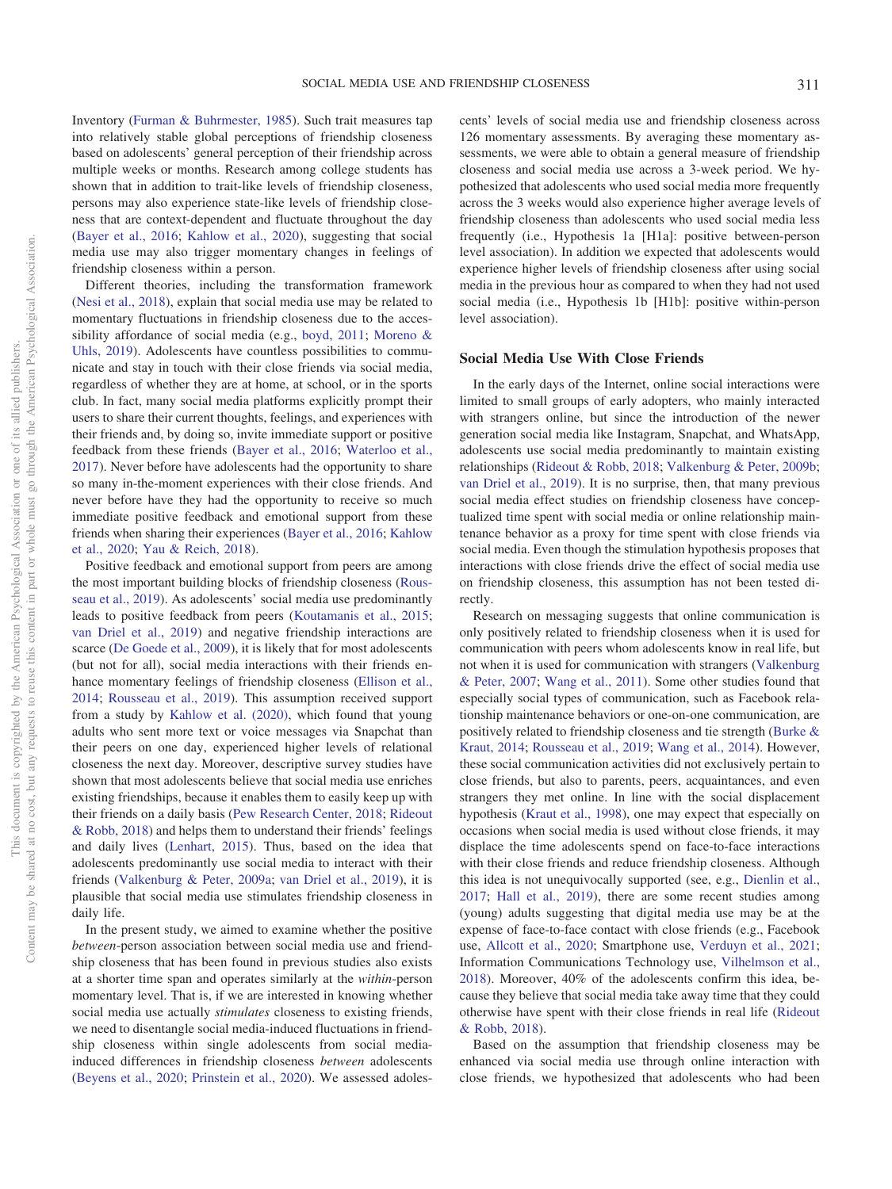Inventory (Furman & Buhrmester, 1985). Such trait measures tap into relatively stable global perceptions of friendship closeness based on adolescents' general perception of their friendship across multiple weeks or months. Research among college students has shown that in addition to trait-like levels of friendship closeness, persons may also experience state-like levels of friendship closeness that are context-dependent and fluctuate throughout the day (Bayer et al., 2016; Kahlow et al., 2020), suggesting that social media use may also trigger momentary changes in feelings of friendship closeness within a person.

Different theories, including the transformation framework (Nesi et al., 2018), explain that social media use may be related to momentary fluctuations in friendship closeness due to the accessibility affordance of social media (e.g., boyd, 2011; Moreno & Uhls, 2019). Adolescents have countless possibilities to communicate and stay in touch with their close friends via social media, regardless of whether they are at home, at school, or in the sports club. In fact, many social media platforms explicitly prompt their users to share their current thoughts, feelings, and experiences with their friends and, by doing so, invite immediate support or positive feedback from these friends (Bayer et al., 2016; Waterloo et al., 2017). Never before have adolescents had the opportunity to share so many in-the-moment experiences with their close friends. And never before have they had the opportunity to receive so much immediate positive feedback and emotional support from these friends when sharing their experiences (Bayer et al., 2016; Kahlow et al., 2020; Yau & Reich, 2018).

Positive feedback and emotional support from peers are among the most important building blocks of friendship closeness (Rousseau et al., 2019). As adolescents' social media use predominantly leads to positive feedback from peers (Koutamanis et al., 2015; van Driel et al., 2019) and negative friendship interactions are scarce (De Goede et al., 2009), it is likely that for most adolescents (but not for all), social media interactions with their friends enhance momentary feelings of friendship closeness (Ellison et al., 2014; Rousseau et al., 2019). This assumption received support from a study by Kahlow et al. (2020), which found that young adults who sent more text or voice messages via Snapchat than their peers on one day, experienced higher levels of relational closeness the next day. Moreover, descriptive survey studies have shown that most adolescents believe that social media use enriches existing friendships, because it enables them to easily keep up with their friends on a daily basis (Pew Research Center, 2018; Rideout & Robb, 2018) and helps them to understand their friends' feelings and daily lives (Lenhart, 2015). Thus, based on the idea that adolescents predominantly use social media to interact with their friends (Valkenburg & Peter, 2009a; van Driel et al., 2019), it is plausible that social media use stimulates friendship closeness in daily life.

In the present study, we aimed to examine whether the positive *between*-person association between social media use and friendship closeness that has been found in previous studies also exists at a shorter time span and operates similarly at the *within*-person momentary level. That is, if we are interested in knowing whether social media use actually *stimulates* closeness to existing friends, we need to disentangle social media-induced fluctuations in friendship closeness within single adolescents from social media-induced differences in friendship closeness *between* adolescents (Beyens et al., 2020; Prinstein et al., 2020). We assessed adolescents' levels of social media use and friendship closeness across 126 momentary assessments. By averaging these momentary assessments, we were able to obtain a general measure of friendship closeness and social media use across a 3-week period. We hypothesized that adolescents who used social media more frequently across the 3 weeks would also experience higher average levels of friendship closeness than adolescents who used social media less frequently (i.e., Hypothesis 1a [H1a]: positive between-person level association). In addition we expected that adolescents would experience higher levels of friendship closeness after using social media in the previous hour as compared to when they had not used social media (i.e., Hypothesis 1b [H1b]: positive within-person level association).

## Social Media Use With Close Friends

In the early days of the Internet, online social interactions were limited to small groups of early adopters, who mainly interacted with strangers online, but since the introduction of the newer generation social media like Instagram, Snapchat, and WhatsApp, adolescents use social media predominantly to maintain existing relationships (Rideout & Robb, 2018; Valkenburg & Peter, 2009b; van Driel et al., 2019). It is no surprise, then, that many previous social media effect studies on friendship closeness have conceptualized time spent with social media or online relationship maintenance behavior as a proxy for time spent with close friends via social media. Even though the stimulation hypothesis proposes that interactions with close friends drive the effect of social media use on friendship closeness, this assumption has not been tested directly.

Research on messaging suggests that online communication is only positively related to friendship closeness when it is used for communication with peers whom adolescents know in real life, but not when it is used for communication with strangers (Valkenburg & Peter, 2007; Wang et al., 2011). Some other studies found that especially social types of communication, such as Facebook relationship maintenance behaviors or one-on-one communication, are positively related to friendship closeness and tie strength (Burke & Kraut, 2014; Rousseau et al., 2019; Wang et al., 2014). However, these social communication activities did not exclusively pertain to close friends, but also to parents, peers, acquaintances, and even strangers they met online. In line with the social displacement hypothesis (Kraut et al., 1998), one may expect that especially on occasions when social media is used without close friends, it may displace the time adolescents spend on face-to-face interactions with their close friends and reduce friendship closeness. Although this idea is not unequivocally supported (see, e.g., Dienlin et al., 2017; Hall et al., 2019), there are some recent studies among (young) adults suggesting that digital media use may be at the expense of face-to-face contact with close friends (e.g., Facebook use, Allcott et al., 2020; Smartphone use, Verduyn et al., 2021; Information Communications Technology use, Vilhelmson et al., 2018). Moreover, 40% of the adolescents confirm this idea, because they believe that social media take away time that they could otherwise have spent with their close friends in real life (Rideout & Robb, 2018).

Based on the assumption that friendship closeness may be enhanced via social media use through online interaction with close friends, we hypothesized that adolescents who had been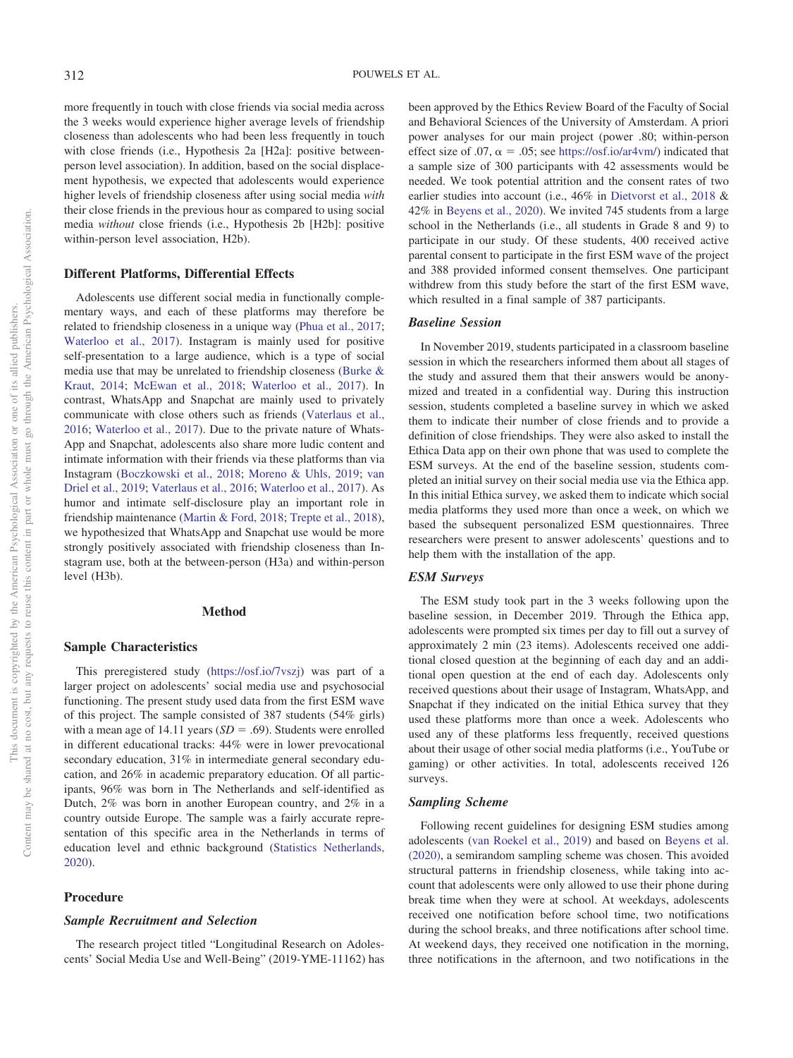more frequently in touch with close friends via social media across the 3 weeks would experience higher average levels of friendship closeness than adolescents who had been less frequently in touch with close friends (i.e., Hypothesis 2a [H2a]: positive between-person level association). In addition, based on the social displacement hypothesis, we expected that adolescents would experience higher levels of friendship closeness after using social media *with* their close friends in the previous hour as compared to using social media *without* close friends (i.e., Hypothesis 2b [H2b]: positive within-person level association, H2b).

### Different Platforms, Differential Effects

Adolescents use different social media in functionally complementary ways, and each of these platforms may therefore be related to friendship closeness in a unique way (Phua et al., 2017; Waterloo et al., 2017). Instagram is mainly used for positive self-presentation to a large audience, which is a type of social media use that may be unrelated to friendship closeness (Burke & Kraut, 2014; McEwan et al., 2018; Waterloo et al., 2017). In contrast, WhatsApp and Snapchat are mainly used to privately communicate with close others such as friends (Vaterlaus et al., 2016; Waterloo et al., 2017). Due to the private nature of WhatsApp and Snapchat, adolescents also share more ludic content and intimate information with their friends via these platforms than via Instagram (Boczkowski et al., 2018; Moreno & Uhls, 2019; van Driel et al., 2019; Vaterlaus et al., 2016; Waterloo et al., 2017). As humor and intimate self-disclosure play an important role in friendship maintenance (Martin & Ford, 2018; Trepte et al., 2018), we hypothesized that WhatsApp and Snapchat use would be more strongly positively associated with friendship closeness than Instagram use, both at the between-person (H3a) and within-person level (H3b).

## Method

### Sample Characteristics

This preregistered study (https://osf.io/7vszj) was part of a larger project on adolescents' social media use and psychosocial functioning. The present study used data from the first ESM wave of this project. The sample consisted of 387 students (54% girls) with a mean age of 14.11 years ($SD$ = .69). Students were enrolled in different educational tracks: 44% were in lower prevocational secondary education, 31% in intermediate general secondary education, and 26% in academic preparatory education. Of all participants, 96% was born in The Netherlands and self-identified as Dutch, 2% was born in another European country, and 2% in a country outside Europe. The sample was a fairly accurate representation of this specific area in the Netherlands in terms of education level and ethnic background (Statistics Netherlands, 2020).

### Procedure

#### *Sample Recruitment and Selection*

The research project titled "Longitudinal Research on Adolescents' Social Media Use and Well-Being" (2019-YME-11162) has been approved by the Ethics Review Board of the Faculty of Social and Behavioral Sciences of the University of Amsterdam. A priori power analyses for our main project (power .80; within-person effect size of .07, $\alpha$ = .05; see https://osf.io/ar4vm/) indicated that a sample size of 300 participants with 42 assessments would be needed. We took potential attrition and the consent rates of two earlier studies into account (i.e., 46% in Dietvorst et al., 2018 & 42% in Beyens et al., 2020). We invited 745 students from a large school in the Netherlands (i.e., all students in Grade 8 and 9) to participate in our study. Of these students, 400 received active parental consent to participate in the first ESM wave of the project and 388 provided informed consent themselves. One participant withdrew from this study before the start of the first ESM wave, which resulted in a final sample of 387 participants.

#### *Baseline Session*

In November 2019, students participated in a classroom baseline session in which the researchers informed them about all stages of the study and assured them that their answers would be anonymized and treated in a confidential way. During this instruction session, students completed a baseline survey in which we asked them to indicate their number of close friends and to provide a definition of close friendships. They were also asked to install the Ethica Data app on their own phone that was used to complete the ESM surveys. At the end of the baseline session, students completed an initial survey on their social media use via the Ethica app. In this initial Ethica survey, we asked them to indicate which social media platforms they used more than once a week, on which we based the subsequent personalized ESM questionnaires. Three researchers were present to answer adolescents' questions and to help them with the installation of the app.

#### *ESM Surveys*

The ESM study took part in the 3 weeks following upon the baseline session, in December 2019. Through the Ethica app, adolescents were prompted six times per day to fill out a survey of approximately 2 min (23 items). Adolescents received one additional closed question at the beginning of each day and an additional open question at the end of each day. Adolescents only received questions about their usage of Instagram, WhatsApp, and Snapchat if they indicated on the initial Ethica survey that they used these platforms more than once a week. Adolescents who used any of these platforms less frequently, received questions about their usage of other social media platforms (i.e., YouTube or gaming) or other activities. In total, adolescents received 126 surveys.

#### *Sampling Scheme*

Following recent guidelines for designing ESM studies among adolescents (van Roekel et al., 2019) and based on Beyens et al. (2020), a semirandom sampling scheme was chosen. This avoided structural patterns in friendship closeness, while taking into account that adolescents were only allowed to use their phone during break time when they were at school. At weekdays, adolescents received one notification before school time, two notifications during the school breaks, and three notifications after school time. At weekend days, they received one notification in the morning, three notifications in the afternoon, and two notifications in the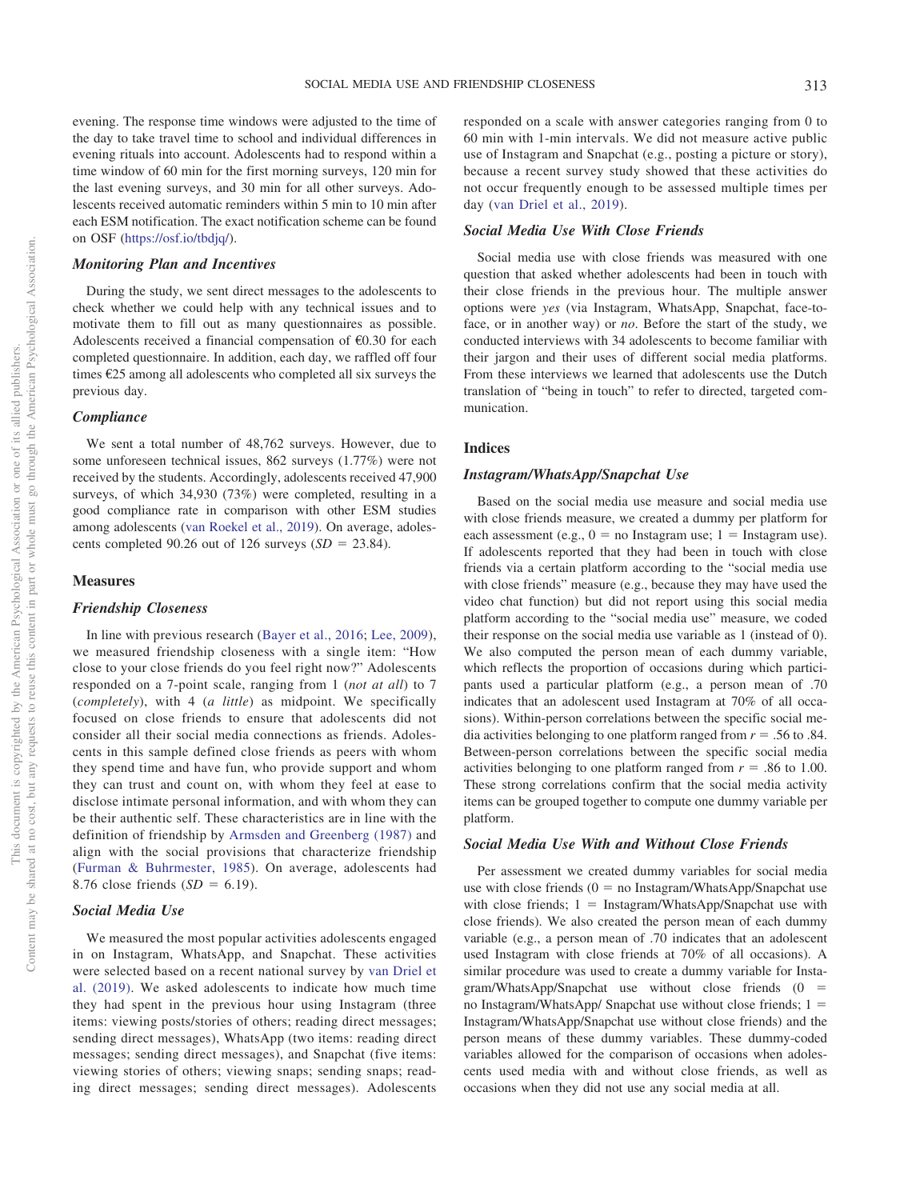evening. The response time windows were adjusted to the time of the day to take travel time to school and individual differences in evening rituals into account. Adolescents had to respond within a time window of 60 min for the first morning surveys, 120 min for the last evening surveys, and 30 min for all other surveys. Adolescents received automatic reminders within 5 min to 10 min after each ESM notification. The exact notification scheme can be found on OSF (https://osf.io/tbdjq/).

### Monitoring Plan and Incentives

During the study, we sent direct messages to the adolescents to check whether we could help with any technical issues and to motivate them to fill out as many questionnaires as possible. Adolescents received a financial compensation of €0.30 for each completed questionnaire. In addition, each day, we raffled off four times €25 among all adolescents who completed all six surveys the previous day.

### Compliance

We sent a total number of 48,762 surveys. However, due to some unforeseen technical issues, 862 surveys (1.77%) were not received by the students. Accordingly, adolescents received 47,900 surveys, of which 34,930 (73%) were completed, resulting in a good compliance rate in comparison with other ESM studies among adolescents (van Roekel et al., 2019). On average, adolescents completed 90.26 out of 126 surveys ($SD$ = 23.84).

## Measures

### Friendship Closeness

In line with previous research (Bayer et al., 2016; Lee, 2009), we measured friendship closeness with a single item: "How close to your close friends do you feel right now?" Adolescents responded on a 7-point scale, ranging from 1 (*not at all*) to 7 (*completely*), with 4 (*a little*) as midpoint. We specifically focused on close friends to ensure that adolescents did not consider all their social media connections as friends. Adolescents in this sample defined close friends as peers with whom they spend time and have fun, who provide support and whom they can trust and count on, with whom they feel at ease to disclose intimate personal information, and with whom they can be their authentic self. These characteristics are in line with the definition of friendship by Armsden and Greenberg (1987) and align with the social provisions that characterize friendship (Furman & Buhrmester, 1985). On average, adolescents had 8.76 close friends ($SD$ = 6.19).

### Social Media Use

We measured the most popular activities adolescents engaged in on Instagram, WhatsApp, and Snapchat. These activities were selected based on a recent national survey by van Driel et al. (2019). We asked adolescents to indicate how much time they had spent in the previous hour using Instagram (three items: viewing posts/stories of others; reading direct messages; sending direct messages), WhatsApp (two items: reading direct messages; sending direct messages), and Snapchat (five items: viewing stories of others; viewing snaps; sending snaps; reading direct messages; sending direct messages). Adolescents responded on a scale with answer categories ranging from 0 to 60 min with 1-min intervals. We did not measure active public use of Instagram and Snapchat (e.g., posting a picture or story), because a recent survey study showed that these activities do not occur frequently enough to be assessed multiple times per day (van Driel et al., 2019).

### Social Media Use With Close Friends

Social media use with close friends was measured with one question that asked whether adolescents had been in touch with their close friends in the previous hour. The multiple answer options were *yes* (via Instagram, WhatsApp, Snapchat, face-to-face, or in another way) or *no*. Before the start of the study, we conducted interviews with 34 adolescents to become familiar with their jargon and their uses of different social media platforms. From these interviews we learned that adolescents use the Dutch translation of "being in touch" to refer to directed, targeted communication.

## Indices

### Instagram/WhatsApp/Snapchat Use

Based on the social media use measure and social media use with close friends measure, we created a dummy per platform for each assessment (e.g., 0 = no Instagram use; 1 = Instagram use). If adolescents reported that they had been in touch with close friends via a certain platform according to the "social media use with close friends" measure (e.g., because they may have used the video chat function) but did not report using this social media platform according to the "social media use" measure, we coded their response on the social media use variable as 1 (instead of 0). We also computed the person mean of each dummy variable, which reflects the proportion of occasions during which participants used a particular platform (e.g., a person mean of .70 indicates that an adolescent used Instagram at 70% of all occasions). Within-person correlations between the specific social media activities belonging to one platform ranged from $r$ = .56 to .84. Between-person correlations between the specific social media activities belonging to one platform ranged from $r$ = .86 to 1.00. These strong correlations confirm that the social media activity items can be grouped together to compute one dummy variable per platform.

### Social Media Use With and Without Close Friends

Per assessment we created dummy variables for social media use with close friends (0 = no Instagram/WhatsApp/Snapchat use with close friends; 1 = Instagram/WhatsApp/Snapchat use with close friends). We also created the person mean of each dummy variable (e.g., a person mean of .70 indicates that an adolescent used Instagram with close friends at 70% of all occasions). A similar procedure was used to create a dummy variable for Instagram/WhatsApp/Snapchat use without close friends (0 = no Instagram/WhatsApp/ Snapchat use without close friends; 1 = Instagram/WhatsApp/Snapchat use without close friends) and the person means of these dummy variables. These dummy-coded variables allowed for the comparison of occasions when adolescents used media with and without close friends, as well as occasions when they did not use any social media at all.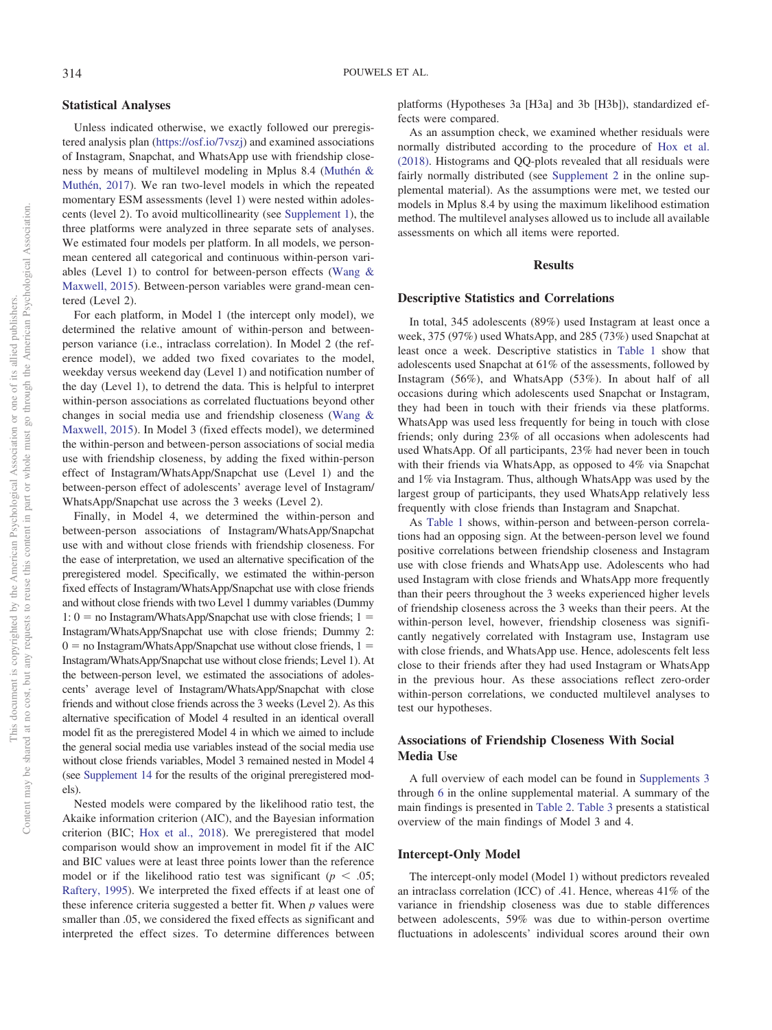## Statistical Analyses

Unless indicated otherwise, we exactly followed our preregistered analysis plan (https://osf.io/7vszj) and examined associations of Instagram, Snapchat, and WhatsApp use with friendship closeness by means of multilevel modeling in Mplus 8.4 (Muthén & Muthén, 2017). We ran two-level models in which the repeated momentary ESM assessments (level 1) were nested within adolescents (level 2). To avoid multicollinearity (see Supplement 1), the three platforms were analyzed in three separate sets of analyses. We estimated four models per platform. In all models, we person-mean centered all categorical and continuous within-person variables (Level 1) to control for between-person effects (Wang & Maxwell, 2015). Between-person variables were grand-mean centered (Level 2).

For each platform, in Model 1 (the intercept only model), we determined the relative amount of within-person and between-person variance (i.e., intraclass correlation). In Model 2 (the reference model), we added two fixed covariates to the model, weekday versus weekend day (Level 1) and notification number of the day (Level 1), to detrend the data. This is helpful to interpret within-person associations as correlated fluctuations beyond other changes in social media use and friendship closeness (Wang & Maxwell, 2015). In Model 3 (fixed effects model), we determined the within-person and between-person associations of social media use with friendship closeness, by adding the fixed within-person effect of Instagram/WhatsApp/Snapchat use (Level 1) and the between-person effect of adolescents' average level of Instagram/WhatsApp/Snapchat use across the 3 weeks (Level 2).

Finally, in Model 4, we determined the within-person and between-person associations of Instagram/WhatsApp/Snapchat use with and without close friends with friendship closeness. For the ease of interpretation, we used an alternative specification of the preregistered model. Specifically, we estimated the within-person fixed effects of Instagram/WhatsApp/Snapchat use with close friends and without close friends with two Level 1 dummy variables (Dummy 1: 0 = no Instagram/WhatsApp/Snapchat use with close friends; 1 = Instagram/WhatsApp/Snapchat use with close friends; Dummy 2: 0 = no Instagram/WhatsApp/Snapchat use without close friends, 1 = Instagram/WhatsApp/Snapchat use without close friends; Level 1). At the between-person level, we estimated the associations of adolescents' average level of Instagram/WhatsApp/Snapchat with close friends and without close friends across the 3 weeks (Level 2). As this alternative specification of Model 4 resulted in an identical overall model fit as the preregistered Model 4 in which we aimed to include the general social media use variables instead of the social media use without close friends variables, Model 3 remained nested in Model 4 (see Supplement 14 for the results of the original preregistered models).

Nested models were compared by the likelihood ratio test, the Akaike information criterion (AIC), and the Bayesian information criterion (BIC; Hox et al., 2018). We preregistered that model comparison would show an improvement in model fit if the AIC and BIC values were at least three points lower than the reference model or if the likelihood ratio test was significant ($p < .05$; Raftery, 1995). We interpreted the fixed effects if at least one of these inference criteria suggested a better fit. When $p$ values were smaller than .05, we considered the fixed effects as significant and interpreted the effect sizes. To determine differences between platforms (Hypotheses 3a [H3a] and 3b [H3b]), standardized effects were compared.

As an assumption check, we examined whether residuals were normally distributed according to the procedure of Hox et al. (2018). Histograms and QQ-plots revealed that all residuals were fairly normally distributed (see Supplement 2 in the online supplemental material). As the assumptions were met, we tested our models in Mplus 8.4 by using the maximum likelihood estimation method. The multilevel analyses allowed us to include all available assessments on which all items were reported.

# Results

## Descriptive Statistics and Correlations

In total, 345 adolescents (89%) used Instagram at least once a week, 375 (97%) used WhatsApp, and 285 (73%) used Snapchat at least once a week. Descriptive statistics in Table 1 show that adolescents used Snapchat at 61% of the assessments, followed by Instagram (56%), and WhatsApp (53%). In about half of all occasions during which adolescents used Snapchat or Instagram, they had been in touch with their friends via these platforms. WhatsApp was used less frequently for being in touch with close friends; only during 23% of all occasions when adolescents had used WhatsApp. Of all participants, 23% had never been in touch with their friends via WhatsApp, as opposed to 4% via Snapchat and 1% via Instagram. Thus, although WhatsApp was used by the largest group of participants, they used WhatsApp relatively less frequently with close friends than Instagram and Snapchat.

As Table 1 shows, within-person and between-person correlations had an opposing sign. At the between-person level we found positive correlations between friendship closeness and Instagram use with close friends and WhatsApp use. Adolescents who had used Instagram with close friends and WhatsApp more frequently than their peers throughout the 3 weeks experienced higher levels of friendship closeness across the 3 weeks than their peers. At the within-person level, however, friendship closeness was significantly negatively correlated with Instagram use, Instagram use with close friends, and WhatsApp use. Hence, adolescents felt less close to their friends after they had used Instagram or WhatsApp in the previous hour. As these associations reflect zero-order within-person correlations, we conducted multilevel analyses to test our hypotheses.

## Associations of Friendship Closeness With Social Media Use

A full overview of each model can be found in Supplements 3 through 6 in the online supplemental material. A summary of the main findings is presented in Table 2. Table 3 presents a statistical overview of the main findings of Model 3 and 4.

## Intercept-Only Model

The intercept-only model (Model 1) without predictors revealed an intraclass correlation (ICC) of .41. Hence, whereas 41% of the variance in friendship closeness was due to stable differences between adolescents, 59% was due to within-person overtime fluctuations in adolescents' individual scores around their own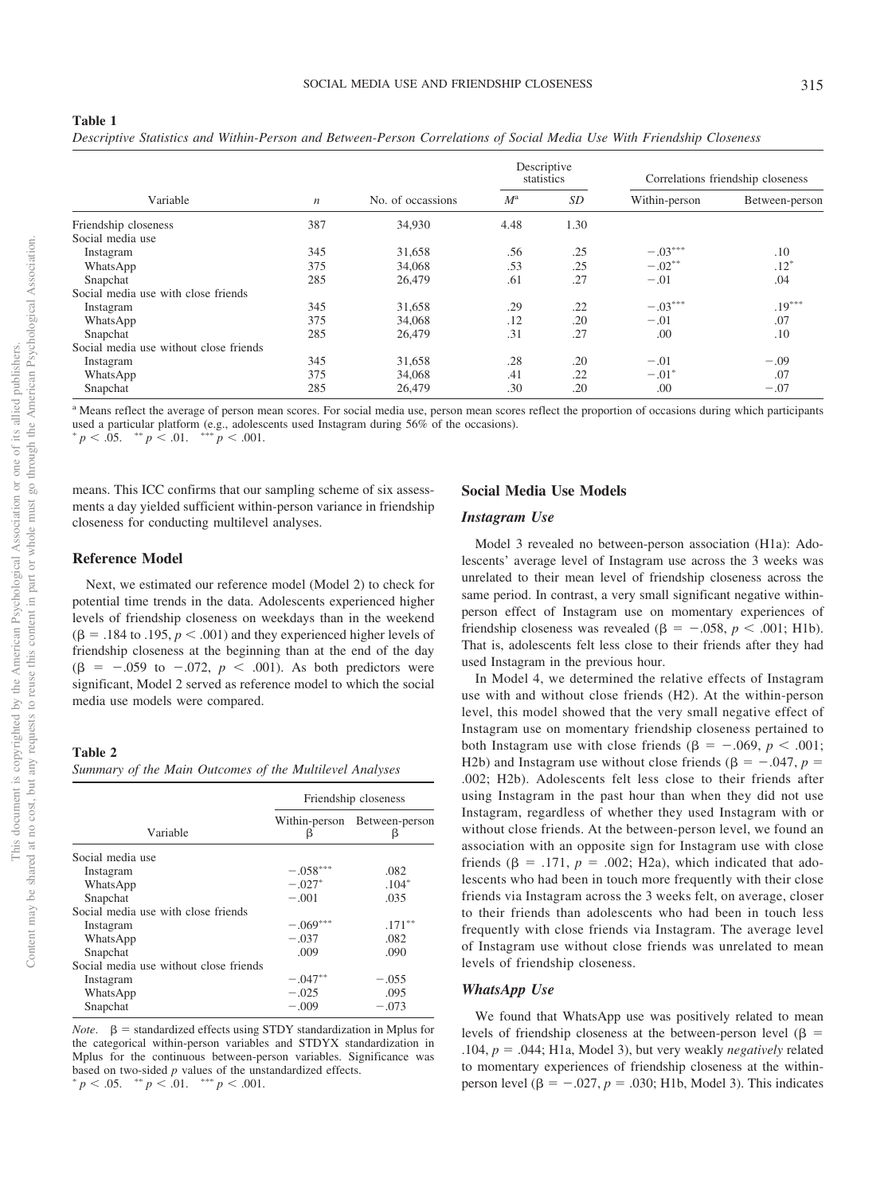**Table 1**

*Descriptive Statistics and Within-Person and Between-Person Correlations of Social Media Use With Friendship Closeness*

| Variable | $n$ | No. of occassions | Descriptive statistics $M^a$ | Descriptive statistics $SD$ | Correlations friendship closeness Within-person | Correlations friendship closeness Between-person |
|---|---|---|---|---|---|---|
| Friendship closeness | 387 | 34,930 | 4.48 | 1.30 | | |
| Social media use | | | | | | |
| Instagram | 345 | 31,658 | .56 | .25 | −.03*** | .10 |
| WhatsApp | 375 | 34,068 | .53 | .25 | −.02** | .12* |
| Snapchat | 285 | 26,479 | .61 | .27 | −.01 | .04 |
| Social media use with close friends | | | | | | |
| Instagram | 345 | 31,658 | .29 | .22 | −.03*** | .19*** |
| WhatsApp | 375 | 34,068 | .12 | .20 | −.01 | .07 |
| Snapchat | 285 | 26,479 | .31 | .27 | .00 | .10 |
| Social media use without close friends | | | | | | |
| Instagram | 345 | 31,658 | .28 | .20 | −.01 | −.09 |
| WhatsApp | 375 | 34,068 | .41 | .22 | −.01* | .07 |
| Snapchat | 285 | 26,479 | .30 | .20 | .00 | −.07 |

[a] Means reflect the average of person mean scores. For social media use, person mean scores reflect the proportion of occasions during which participants used a particular platform (e.g., adolescents used Instagram during 56% of the occasions).
* $p < .05$. ** $p < .01$. *** $p < .001$.

means. This ICC confirms that our sampling scheme of six assessments a day yielded sufficient within-person variance in friendship closeness for conducting multilevel analyses.

## Reference Model

Next, we estimated our reference model (Model 2) to check for potential time trends in the data. Adolescents experienced higher levels of friendship closeness on weekdays than in the weekend ($\beta = .184$ to $.195$, $p < .001$) and they experienced higher levels of friendship closeness at the beginning than at the end of the day ($\beta = -.059$ to $-.072$, $p < .001$). As both predictors were significant, Model 2 served as reference model to which the social media use models were compared.

**Table 2**

*Summary of the Main Outcomes of the Multilevel Analyses*

| Variable | Friendship closeness Within-person β | Friendship closeness Between-person β |
|---|---|---|
| Social media use | | |
| Instagram | −.058*** | .082 |
| WhatsApp | −.027* | .104* |
| Snapchat | −.001 | .035 |
| Social media use with close friends | | |
| Instagram | −.069*** | .171** |
| WhatsApp | −.037 | .082 |
| Snapchat | .009 | .090 |
| Social media use without close friends | | |
| Instagram | −.047** | −.055 |
| WhatsApp | −.025 | .095 |
| Snapchat | −.009 | −.073 |

*Note*. β = standardized effects using STDY standardization in Mplus for the categorical within-person variables and STDYX standardization in Mplus for the continuous between-person variables. Significance was based on two-sided $p$ values of the unstandardized effects.
* $p < .05$. ** $p < .01$. *** $p < .001$.

## Social Media Use Models

### *Instagram Use*

Model 3 revealed no between-person association (H1a): Adolescents' average level of Instagram use across the 3 weeks was unrelated to their mean level of friendship closeness across the same period. In contrast, a very small significant negative within-person effect of Instagram use on momentary experiences of friendship closeness was revealed ($\beta = -.058$, $p < .001$; H1b). That is, adolescents felt less close to their friends after they had used Instagram in the previous hour.

In Model 4, we determined the relative effects of Instagram use with and without close friends (H2). At the within-person level, this model showed that the very small negative effect of Instagram use on momentary friendship closeness pertained to both Instagram use with close friends ($\beta = -.069$, $p < .001$; H2b) and Instagram use without close friends ($\beta = -.047$, $p = .002$; H2b). Adolescents felt less close to their friends after using Instagram in the past hour than when they did not use Instagram, regardless of whether they used Instagram with or without close friends. At the between-person level, we found an association with an opposite sign for Instagram use with close friends ($\beta = .171$, $p = .002$; H2a), which indicated that adolescents who had been in touch more frequently with their close friends via Instagram across the 3 weeks felt, on average, closer to their friends than adolescents who had been in touch less frequently with close friends via Instagram. The average level of Instagram use without close friends was unrelated to mean levels of friendship closeness.

### *WhatsApp Use*

We found that WhatsApp use was positively related to mean levels of friendship closeness at the between-person level ($\beta = .104$, $p = .044$; H1a, Model 3), but very weakly *negatively* related to momentary experiences of friendship closeness at the within-person level ($\beta = -.027$, $p = .030$; H1b, Model 3). This indicates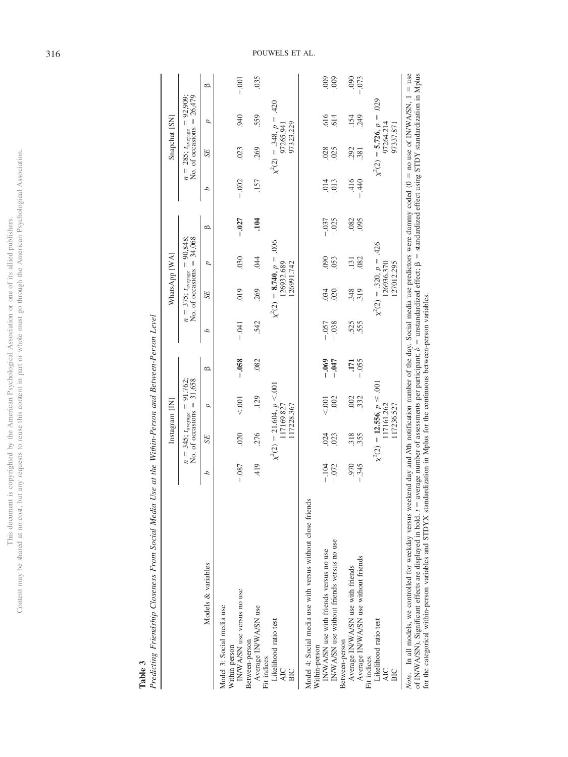**Table 3**

*Predicting Friendship Closeness From Social Media Use at the Within-Person and Between-Person Level*

| Models & variables | Instagram [IN] | | | | WhatsApp [WA] | | | | Snapchat [SN] | | | |
|---|---|---|---|---|---|---|---|---|---|---|---|---|
| | $n = 345$; $t_{average} = 91.762$; No. of occasions = 31,658 | | | | $n = 375$; $t_{average} = 90.848$; No. of occasions = 34,068 | | | | $n = 285$; $t_{average} = 92.909$; No. of occasions = 26,479 | | | |
| | *b* | *SE* | *p* | β | *b* | *SE* | *p* | β | *b* | *SE* | *p* | β |
| Model 3: Social media use | | | | | | | | | | | | |
| Within-person | | | | | | | | | | | | |
| IN/WA/SN use versus no use | −.087 | .020 | <.001 | **−.058** | −.041 | .019 | .030 | **−.027** | −.002 | .023 | .940 | −.001 |
| Between-person | | | | | | | | | | | | |
| Average IN/WA/SN use | .419 | .276 | .129 | .082 | .542 | .269 | .044 | **.104** | .157 | .269 | .559 | .035 |
| Fit indices | | | | | | | | | | | | |
| Likelihood ratio test | $\chi^2(2) = 21.604$, $p < .001$ | | | | $\chi^2(2) =$ **8.740**, $p = .006$ | | | | $\chi^2(2) = .348$, $p = .420$ | | | |
| AIC | 117169.827 | | | | 126932.689 | | | | 97265.941 | | | |
| BIC | 117228.367 | | | | 126991.742 | | | | 97323.229 | | | |
| Model 4: Social media use with versus without close friends | | | | | | | | | | | | |
| Within-person | | | | | | | | | | | | |
| IN/WA/SN use with friends versus no use | −.104 | .024 | <.001 | **−.069** | −.057 | .034 | .090 | −.037 | .014 | .028 | .616 | .009 |
| IN/WA/SN use without friends versus no use | −.072 | .023 | .002 | **−.047** | −.038 | .020 | .053 | −.025 | −.013 | .025 | .614 | −.009 |
| Between-person | | | | | | | | | | | | |
| Average IN/WA/SN use with friends | .970 | .318 | .002 | **.171** | .525 | .348 | .131 | .082 | .416 | .292 | .154 | .090 |
| Average IN/WA/SN use without friends | −.345 | .355 | .332 | −.055 | .555 | .319 | .082 | .095 | −.440 | .381 | .249 | −.073 |
| Fit indices | | | | | | | | | | | | |
| Likelihood ratio test | $\chi^2(2) =$ **12.556**, $p \leq .001$ | | | | $\chi^2(2) = .320$, $p = .426$ | | | | $\chi^2(2) =$ **5.726**, $p = .029$ | | | |
| AIC | 117161.262 | | | | 126936.370 | | | | 97264.214 | | | |
| BIC | 117236.527 | | | | 127012.295 | | | | 97337.871 | | | |

*Note.* In all models, we controlled for weekday versus weekend day and *N*th notification number of the day. Social media use predictors were dummy coded (0 = no use of IN/WA/SN, 1 = use of IN/WA/SN). Significant effects are displayed in bold. *t* = average number of assessments per participant; *b* = unstandardized effect; β = standardized effect using STDY standardization in Mplus for the categorical within-person variables and STDYX standardization in Mplus for the continuous between-person variables.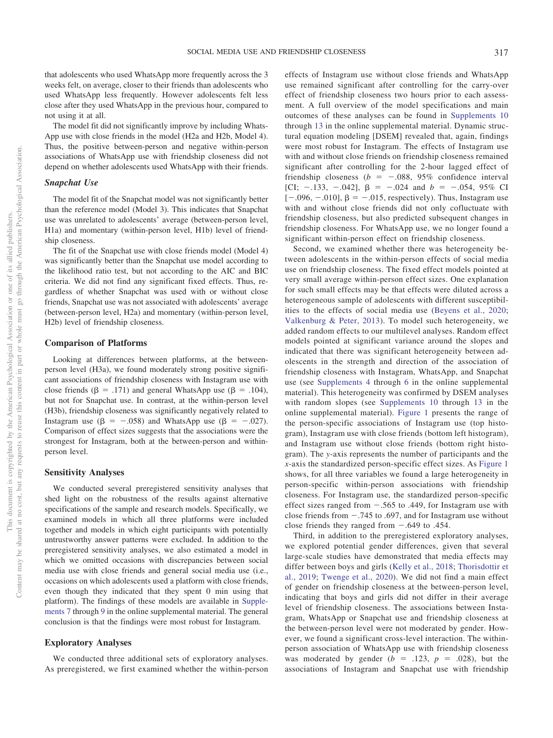that adolescents who used WhatsApp more frequently across the 3 weeks felt, on average, closer to their friends than adolescents who used WhatsApp less frequently. However adolescents felt less close after they used WhatsApp in the previous hour, compared to not using it at all.

The model fit did not significantly improve by including WhatsApp use with close friends in the model (H2a and H2b, Model 4). Thus, the positive between-person and negative within-person associations of WhatsApp use with friendship closeness did not depend on whether adolescents used WhatsApp with their friends.

### *Snapchat Use*

The model fit of the Snapchat model was not significantly better than the reference model (Model 3). This indicates that Snapchat use was unrelated to adolescents' average (between-person level, H1a) and momentary (within-person level, H1b) level of friendship closeness.

The fit of the Snapchat use with close friends model (Model 4) was significantly better than the Snapchat use model according to the likelihood ratio test, but not according to the AIC and BIC criteria. We did not find any significant fixed effects. Thus, regardless of whether Snapchat was used with or without close friends, Snapchat use was not associated with adolescents' average (between-person level, H2a) and momentary (within-person level, H2b) level of friendship closeness.

## Comparison of Platforms

Looking at differences between platforms, at the between-person level (H3a), we found moderately strong positive significant associations of friendship closeness with Instagram use with close friends ($\beta$ = .171) and general WhatsApp use ($\beta$ = .104), but not for Snapchat use. In contrast, at the within-person level (H3b), friendship closeness was significantly negatively related to Instagram use ($\beta$ = −.058) and WhatsApp use ($\beta$ = −.027). Comparison of effect sizes suggests that the associations were the strongest for Instagram, both at the between-person and within-person level.

## Sensitivity Analyses

We conducted several preregistered sensitivity analyses that shed light on the robustness of the results against alternative specifications of the sample and research models. Specifically, we examined models in which all three platforms were included together and models in which eight participants with potentially untrustworthy answer patterns were excluded. In addition to the preregistered sensitivity analyses, we also estimated a model in which we omitted occasions with discrepancies between social media use with close friends and general social media use (i.e., occasions on which adolescents used a platform with close friends, even though they indicated that they spent 0 min using that platform). The findings of these models are available in Supplements 7 through 9 in the online supplemental material. The general conclusion is that the findings were most robust for Instagram.

## Exploratory Analyses

We conducted three additional sets of exploratory analyses. As preregistered, we first examined whether the within-person effects of Instagram use without close friends and WhatsApp use remained significant after controlling for the carry-over effect of friendship closeness two hours prior to each assessment. A full overview of the model specifications and main outcomes of these analyses can be found in Supplements 10 through 13 in the online supplemental material. Dynamic structural equation modeling [DSEM] revealed that, again, findings were most robust for Instagram. The effects of Instagram use with and without close friends on friendship closeness remained significant after controlling for the 2-hour lagged effect of friendship closeness ($b$ = −.088, 95% confidence interval [CI; −.133, −.042], $\beta$ = −.024 and $b$ = −.054, 95% CI [−.096, −.010], $\beta$ = −.015, respectively). Thus, Instagram use with and without close friends did not only cofluctuate with friendship closeness, but also predicted subsequent changes in friendship closeness. For WhatsApp use, we no longer found a significant within-person effect on friendship closeness.

Second, we examined whether there was heterogeneity between adolescents in the within-person effects of social media use on friendship closeness. The fixed effect models pointed at very small average within-person effect sizes. One explanation for such small effects may be that effects were diluted across a heterogeneous sample of adolescents with different susceptibilities to the effects of social media use (Beyens et al., 2020; Valkenburg & Peter, 2013). To model such heterogeneity, we added random effects to our multilevel analyses. Random effect models pointed at significant variance around the slopes and indicated that there was significant heterogeneity between adolescents in the strength and direction of the association of friendship closeness with Instagram, WhatsApp, and Snapchat use (see Supplements 4 through 6 in the online supplemental material). This heterogeneity was confirmed by DSEM analyses with random slopes (see Supplements 10 through 13 in the online supplemental material). Figure 1 presents the range of the person-specific associations of Instagram use (top histogram), Instagram use with close friends (bottom left histogram), and Instagram use without close friends (bottom right histogram). The $y$-axis represents the number of participants and the $x$-axis the standardized person-specific effect sizes. As Figure 1 shows, for all three variables we found a large heterogeneity in person-specific within-person associations with friendship closeness. For Instagram use, the standardized person-specific effect sizes ranged from −.565 to .449, for Instagram use with close friends from −.745 to .697, and for Instagram use without close friends they ranged from −.649 to .454.

Third, in addition to the preregistered exploratory analyses, we explored potential gender differences, given that several large-scale studies have demonstrated that media effects may differ between boys and girls (Kelly et al., 2018; Thorisdottir et al., 2019; Twenge et al., 2020). We did not find a main effect of gender on friendship closeness at the between-person level, indicating that boys and girls did not differ in their average level of friendship closeness. The associations between Instagram, WhatsApp or Snapchat use and friendship closeness at the between-person level were not moderated by gender. However, we found a significant cross-level interaction. The within-person association of WhatsApp use with friendship closeness was moderated by gender ($b$ = .123, $p$ = .028), but the associations of Instagram and Snapchat use with friendship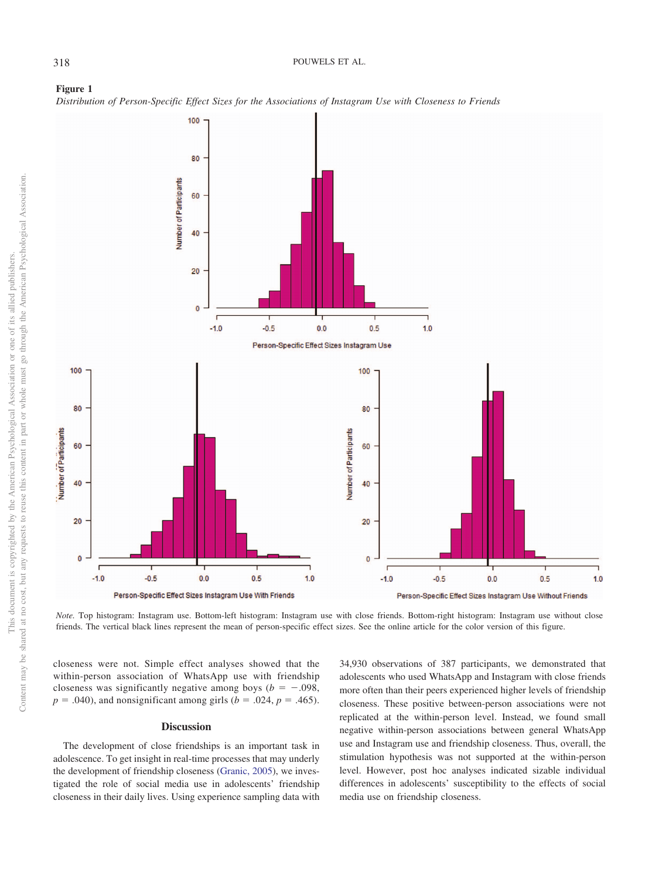**Figure 1**

*Distribution of Person-Specific Effect Sizes for the Associations of Instagram Use with Closeness to Friends*

*Note.* Top histogram: Instagram use. Bottom-left histogram: Instagram use with close friends. Bottom-right histogram: Instagram use without close friends. The vertical black lines represent the mean of person-specific effect sizes. See the online article for the color version of this figure.

closeness were not. Simple effect analyses showed that the within-person association of WhatsApp use with friendship closeness was significantly negative among boys ($b = -.098$, $p = .040$), and nonsignificant among girls ($b = .024$, $p = .465$).

## Discussion

The development of close friendships is an important task in adolescence. To get insight in real-time processes that may underly the development of friendship closeness (Granic, 2005), we investigated the role of social media use in adolescents' friendship closeness in their daily lives. Using experience sampling data with 34,930 observations of 387 participants, we demonstrated that adolescents who used WhatsApp and Instagram with close friends more often than their peers experienced higher levels of friendship closeness. These positive between-person associations were not replicated at the within-person level. Instead, we found small negative within-person associations between general WhatsApp use and Instagram use and friendship closeness. Thus, overall, the stimulation hypothesis was not supported at the within-person level. However, post hoc analyses indicated sizable individual differences in adolescents' susceptibility to the effects of social media use on friendship closeness.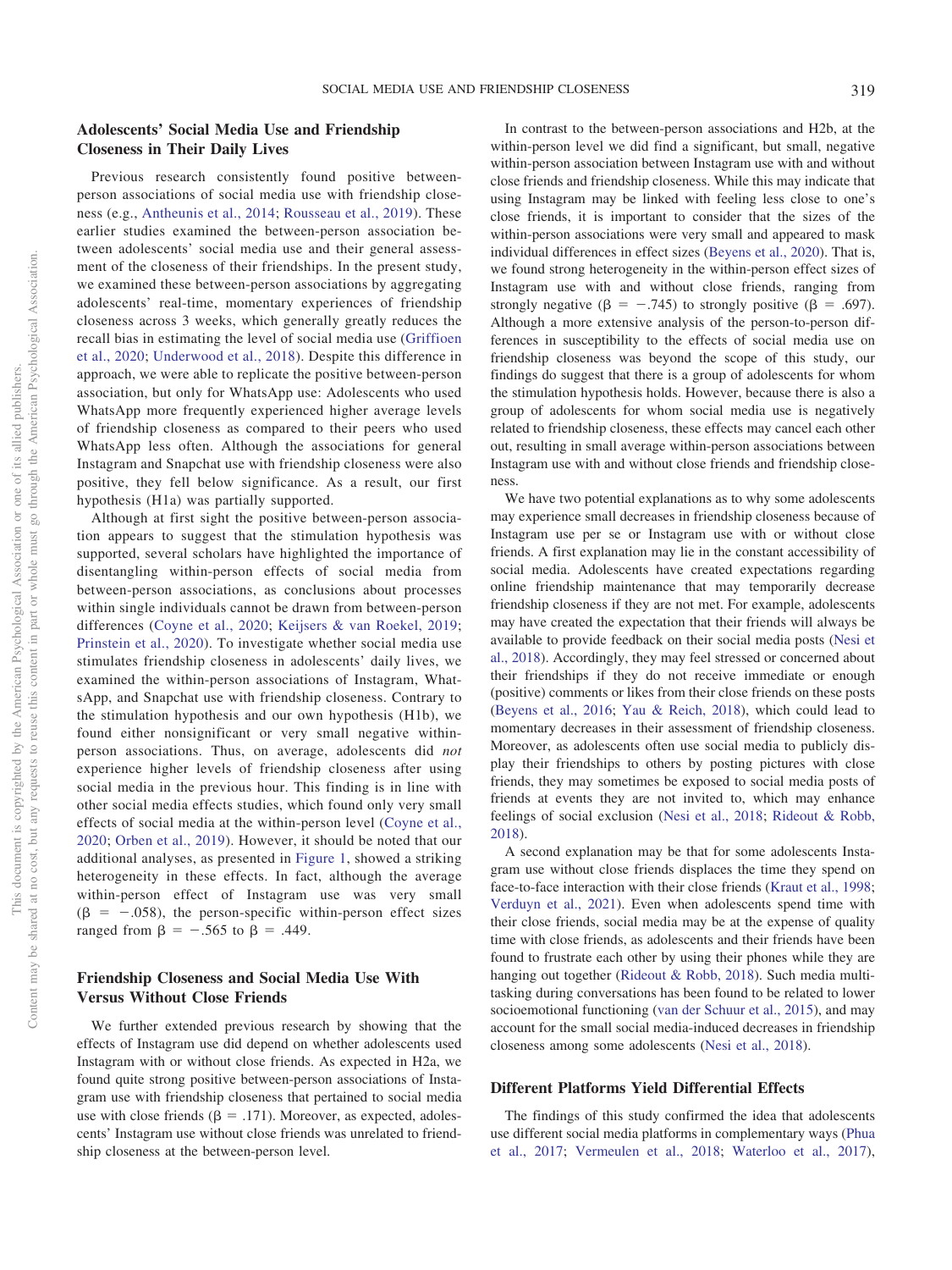## Adolescents' Social Media Use and Friendship Closeness in Their Daily Lives

Previous research consistently found positive between-person associations of social media use with friendship closeness (e.g., Antheunis et al., 2014; Rousseau et al., 2019). These earlier studies examined the between-person association between adolescents' social media use and their general assessment of the closeness of their friendships. In the present study, we examined these between-person associations by aggregating adolescents' real-time, momentary experiences of friendship closeness across 3 weeks, which generally greatly reduces the recall bias in estimating the level of social media use (Griffioen et al., 2020; Underwood et al., 2018). Despite this difference in approach, we were able to replicate the positive between-person association, but only for WhatsApp use: Adolescents who used WhatsApp more frequently experienced higher average levels of friendship closeness as compared to their peers who used WhatsApp less often. Although the associations for general Instagram and Snapchat use with friendship closeness were also positive, they fell below significance. As a result, our first hypothesis (H1a) was partially supported.

Although at first sight the positive between-person association appears to suggest that the stimulation hypothesis was supported, several scholars have highlighted the importance of disentangling within-person effects of social media from between-person associations, as conclusions about processes within single individuals cannot be drawn from between-person differences (Coyne et al., 2020; Keijsers & van Roekel, 2019; Prinstein et al., 2020). To investigate whether social media use stimulates friendship closeness in adolescents' daily lives, we examined the within-person associations of Instagram, WhatsApp, and Snapchat use with friendship closeness. Contrary to the stimulation hypothesis and our own hypothesis (H1b), we found either nonsignificant or very small negative within-person associations. Thus, on average, adolescents did *not* experience higher levels of friendship closeness after using social media in the previous hour. This finding is in line with other social media effects studies, which found only very small effects of social media at the within-person level (Coyne et al., 2020; Orben et al., 2019). However, it should be noted that our additional analyses, as presented in Figure 1, showed a striking heterogeneity in these effects. In fact, although the average within-person effect of Instagram use was very small ($\beta = -.058$), the person-specific within-person effect sizes ranged from $\beta = -.565$ to $\beta = .449$.

## Friendship Closeness and Social Media Use With Versus Without Close Friends

We further extended previous research by showing that the effects of Instagram use did depend on whether adolescents used Instagram with or without close friends. As expected in H2a, we found quite strong positive between-person associations of Instagram use with friendship closeness that pertained to social media use with close friends ($\beta = .171$). Moreover, as expected, adolescents' Instagram use without close friends was unrelated to friendship closeness at the between-person level.

In contrast to the between-person associations and H2b, at the within-person level we did find a significant, but small, negative within-person association between Instagram use with and without close friends and friendship closeness. While this may indicate that using Instagram may be linked with feeling less close to one's close friends, it is important to consider that the sizes of the within-person associations were very small and appeared to mask individual differences in effect sizes (Beyens et al., 2020). That is, we found strong heterogeneity in the within-person effect sizes of Instagram use with and without close friends, ranging from strongly negative ($\beta = -.745$) to strongly positive ($\beta = .697$). Although a more extensive analysis of the person-to-person differences in susceptibility to the effects of social media use on friendship closeness was beyond the scope of this study, our findings do suggest that there is a group of adolescents for whom the stimulation hypothesis holds. However, because there is also a group of adolescents for whom social media use is negatively related to friendship closeness, these effects may cancel each other out, resulting in small average within-person associations between Instagram use with and without close friends and friendship closeness.

We have two potential explanations as to why some adolescents may experience small decreases in friendship closeness because of Instagram use per se or Instagram use with or without close friends. A first explanation may lie in the constant accessibility of social media. Adolescents have created expectations regarding online friendship maintenance that may temporarily decrease friendship closeness if they are not met. For example, adolescents may have created the expectation that their friends will always be available to provide feedback on their social media posts (Nesi et al., 2018). Accordingly, they may feel stressed or concerned about their friendships if they do not receive immediate or enough (positive) comments or likes from their close friends on these posts (Beyens et al., 2016; Yau & Reich, 2018), which could lead to momentary decreases in their assessment of friendship closeness. Moreover, as adolescents often use social media to publicly display their friendships to others by posting pictures with close friends, they may sometimes be exposed to social media posts of friends at events they are not invited to, which may enhance feelings of social exclusion (Nesi et al., 2018; Rideout & Robb, 2018).

A second explanation may be that for some adolescents Instagram use without close friends displaces the time they spend on face-to-face interaction with their close friends (Kraut et al., 1998; Verduyn et al., 2021). Even when adolescents spend time with their close friends, social media may be at the expense of quality time with close friends, as adolescents and their friends have been found to frustrate each other by using their phones while they are hanging out together (Rideout & Robb, 2018). Such media multitasking during conversations has been found to be related to lower socioemotional functioning (van der Schuur et al., 2015), and may account for the small social media-induced decreases in friendship closeness among some adolescents (Nesi et al., 2018).

## Different Platforms Yield Differential Effects

The findings of this study confirmed the idea that adolescents use different social media platforms in complementary ways (Phua et al., 2017; Vermeulen et al., 2018; Waterloo et al., 2017),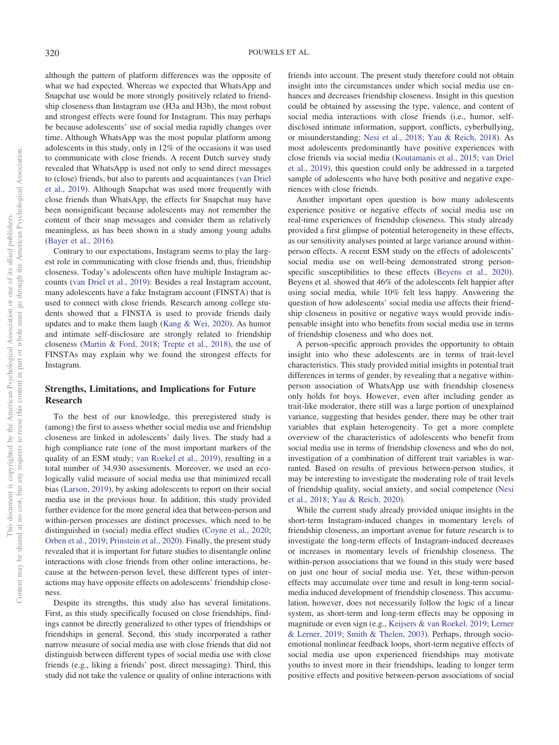although the pattern of platform differences was the opposite of what we had expected. Whereas we expected that WhatsApp and Snapchat use would be more strongly positively related to friendship closeness than Instagram use (H3a and H3b), the most robust and strongest effects were found for Instagram. This may perhaps be because adolescents' use of social media rapidly changes over time. Although WhatsApp was the most popular platform among adolescents in this study, only in 12% of the occasions it was used to communicate with close friends. A recent Dutch survey study revealed that WhatsApp is used not only to send direct messages to (close) friends, but also to parents and acquaintances (van Driel et al., 2019). Although Snapchat was used more frequently with close friends than WhatsApp, the effects for Snapchat may have been nonsignificant because adolescents may not remember the content of their snap messages and consider them as relatively meaningless, as has been shown in a study among young adults (Bayer et al., 2016).

Contrary to our expectations, Instagram seems to play the largest role in communicating with close friends and, thus, friendship closeness. Today's adolescents often have multiple Instagram accounts (van Driel et al., 2019): Besides a real Instagram account, many adolescents have a fake Instagram account (FINSTA) that is used to connect with close friends. Research among college students showed that a FINSTA is used to provide friends daily updates and to make them laugh (Kang & Wei, 2020). As humor and intimate self-disclosure are strongly related to friendship closeness (Martin & Ford, 2018; Trepte et al., 2018), the use of FINSTAs may explain why we found the strongest effects for Instagram.

## Strengths, Limitations, and Implications for Future Research

To the best of our knowledge, this preregistered study is (among) the first to assess whether social media use and friendship closeness are linked in adolescents' daily lives. The study had a high compliance rate (one of the most important markers of the quality of an ESM study; van Roekel et al., 2019), resulting in a total number of 34,930 assessments. Moreover, we used an ecologically valid measure of social media use that minimized recall bias (Larson, 2019), by asking adolescents to report on their social media use in the previous hour. In addition, this study provided further evidence for the more general idea that between-person and within-person processes are distinct processes, which need to be distinguished in (social) media effect studies (Coyne et al., 2020; Orben et al., 2019; Prinstein et al., 2020). Finally, the present study revealed that it is important for future studies to disentangle online interactions with close friends from other online interactions, because at the between-person level, these different types of interactions may have opposite effects on adolescents' friendship closeness.

Despite its strengths, this study also has several limitations. First, as this study specifically focused on close friendships, findings cannot be directly generalized to other types of friendships or friendships in general. Second, this study incorporated a rather narrow measure of social media use with close friends that did not distinguish between different types of social media use with close friends (e.g., liking a friends' post, direct messaging). Third, this study did not take the valence or quality of online interactions with friends into account. The present study therefore could not obtain insight into the circumstances under which social media use enhances and decreases friendship closeness. Insight in this question could be obtained by assessing the type, valence, and content of social media interactions with close friends (i.e., humor, self-disclosed intimate information, support, conflicts, cyberbullying, or misunderstanding; Nesi et al., 2018; Yau & Reich, 2018). As most adolescents predominantly have positive experiences with close friends via social media (Koutamanis et al., 2015; van Driel et al., 2019), this question could only be addressed in a targeted sample of adolescents who have both positive and negative experiences with close friends.

Another important open question is how many adolescents experience positive or negative effects of social media use on real-time experiences of friendship closeness. This study already provided a first glimpse of potential heterogeneity in these effects, as our sensitivity analyses pointed at large variance around within-person effects. A recent ESM study on the effects of adolescents' social media use on well-being demonstrated strong person-specific susceptibilities to these effects (Beyens et al., 2020). Beyens et al. showed that 46% of the adolescents felt happier after using social media, while 10% felt less happy. Answering the question of how adolescents' social media use affects their friendship closeness in positive or negative ways would provide indispensable insight into who benefits from social media use in terms of friendship closeness and who does not.

A person-specific approach provides the opportunity to obtain insight into who these adolescents are in terms of trait-level characteristics. This study provided initial insights in potential trait differences in terms of gender, by revealing that a negative within-person association of WhatsApp use with friendship closeness only holds for boys. However, even after including gender as trait-like moderator, there still was a large portion of unexplained variance, suggesting that besides gender, there may be other trait variables that explain heterogeneity. To get a more complete overview of the characteristics of adolescents who benefit from social media use in terms of friendship closeness and who do not, investigation of a combination of different trait variables is warranted. Based on results of previous between-person studies, it may be interesting to investigate the moderating role of trait levels of friendship quality, social anxiety, and social competence (Nesi et al., 2018; Yau & Reich, 2020).

While the current study already provided unique insights in the short-term Instagram-induced changes in momentary levels of friendship closeness, an important avenue for future research is to investigate the long-term effects of Instagram-induced decreases or increases in momentary levels of friendship closeness. The within-person associations that we found in this study were based on just one hour of social media use. Yet, these within-person effects may accumulate over time and result in long-term social-media induced development of friendship closeness. This accumulation, however, does not necessarily follow the logic of a linear system, as short-term and long-term effects may be opposing in magnitude or even sign (e.g., Keijsers & van Roekel, 2019; Lerner & Lerner, 2019; Smith & Thelen, 2003). Perhaps, through socio-emotional nonlinear feedback loops, short-term negative effects of social media use upon experienced friendships may motivate youths to invest more in their friendships, leading to longer term positive effects and positive between-person associations of social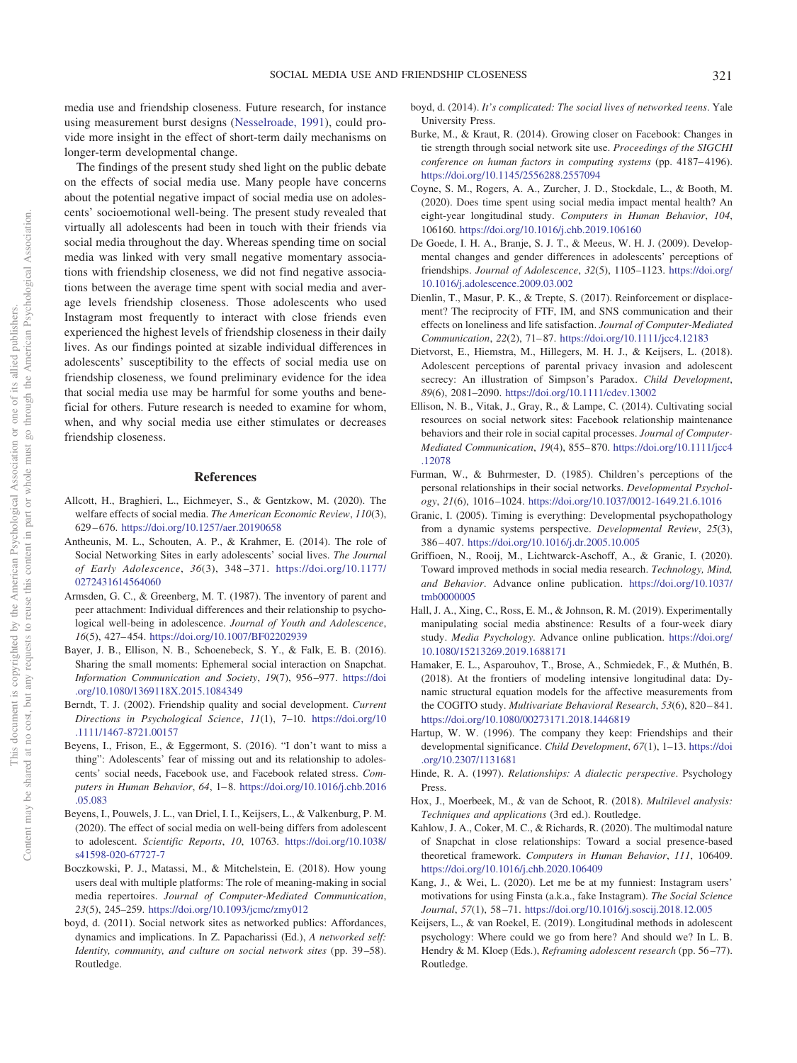media use and friendship closeness. Future research, for instance using measurement burst designs (Nesselroade, 1991), could provide more insight in the effect of short-term daily mechanisms on longer-term developmental change.

The findings of the present study shed light on the public debate on the effects of social media use. Many people have concerns about the potential negative impact of social media use on adolescents' socioemotional well-being. The present study revealed that virtually all adolescents had been in touch with their friends via social media throughout the day. Whereas spending time on social media was linked with very small negative momentary associations with friendship closeness, we did not find negative associations between the average time spent with social media and average levels friendship closeness. Those adolescents who used Instagram most frequently to interact with close friends even experienced the highest levels of friendship closeness in their daily lives. As our findings pointed at sizable individual differences in adolescents' susceptibility to the effects of social media use on friendship closeness, we found preliminary evidence for the idea that social media use may be harmful for some youths and beneficial for others. Future research is needed to examine for whom, when, and why social media use either stimulates or decreases friendship closeness.

## References

Allcott, H., Braghieri, L., Eichmeyer, S., & Gentzkow, M. (2020). The welfare effects of social media. *The American Economic Review*, *110*(3), 629–676. https://doi.org/10.1257/aer.20190658

Antheunis, M. L., Schouten, A. P., & Krahmer, E. (2014). The role of Social Networking Sites in early adolescents' social lives. *The Journal of Early Adolescence*, *36*(3), 348–371. https://doi.org/10.1177/0272431614564060

Armsden, G. C., & Greenberg, M. T. (1987). The inventory of parent and peer attachment: Individual differences and their relationship to psychological well-being in adolescence. *Journal of Youth and Adolescence*, *16*(5), 427–454. https://doi.org/10.1007/BF02202939

Bayer, J. B., Ellison, N. B., Schoenebeck, S. Y., & Falk, E. B. (2016). Sharing the small moments: Ephemeral social interaction on Snapchat. *Information Communication and Society*, *19*(7), 956–977. https://doi.org/10.1080/1369118X.2015.1084349

Berndt, T. J. (2002). Friendship quality and social development. *Current Directions in Psychological Science*, *11*(1), 7–10. https://doi.org/10.1111/1467-8721.00157

Beyens, I., Frison, E., & Eggermont, S. (2016). "I don't want to miss a thing": Adolescents' fear of missing out and its relationship to adolescents' social needs, Facebook use, and Facebook related stress. *Computers in Human Behavior*, *64*, 1–8. https://doi.org/10.1016/j.chb.2016.05.083

Beyens, I., Pouwels, J. L., van Driel, I. I., Keijsers, L., & Valkenburg, P. M. (2020). The effect of social media on well-being differs from adolescent to adolescent. *Scientific Reports*, *10*, 10763. https://doi.org/10.1038/s41598-020-67727-7

Boczkowski, P. J., Matassi, M., & Mitchelstein, E. (2018). How young users deal with multiple platforms: The role of meaning-making in social media repertoires. *Journal of Computer-Mediated Communication*, *23*(5), 245–259. https://doi.org/10.1093/jcmc/zmy012

boyd, d. (2011). Social network sites as networked publics: Affordances, dynamics and implications. In Z. Papacharissi (Ed.), *A networked self: Identity, community, and culture on social network sites* (pp. 39–58). Routledge.

boyd, d. (2014). *It's complicated: The social lives of networked teens*. Yale University Press.

Burke, M., & Kraut, R. (2014). Growing closer on Facebook: Changes in tie strength through social network site use. *Proceedings of the SIGCHI conference on human factors in computing systems* (pp. 4187–4196). https://doi.org/10.1145/2556288.2557094

Coyne, S. M., Rogers, A. A., Zurcher, J. D., Stockdale, L., & Booth, M. (2020). Does time spent using social media impact mental health? An eight-year longitudinal study. *Computers in Human Behavior*, *104*, 106160. https://doi.org/10.1016/j.chb.2019.106160

De Goede, I. H. A., Branje, S. J. T., & Meeus, W. H. J. (2009). Developmental changes and gender differences in adolescents' perceptions of friendships. *Journal of Adolescence*, *32*(5), 1105–1123. https://doi.org/10.1016/j.adolescence.2009.03.002

Dienlin, T., Masur, P. K., & Trepte, S. (2017). Reinforcement or displacement? The reciprocity of FTF, IM, and SNS communication and their effects on loneliness and life satisfaction. *Journal of Computer-Mediated Communication*, *22*(2), 71–87. https://doi.org/10.1111/jcc4.12183

Dietvorst, E., Hiemstra, M., Hillegers, M. H. J., & Keijsers, L. (2018). Adolescent perceptions of parental privacy invasion and adolescent secrecy: An illustration of Simpson's Paradox. *Child Development*, *89*(6), 2081–2090. https://doi.org/10.1111/cdev.13002

Ellison, N. B., Vitak, J., Gray, R., & Lampe, C. (2014). Cultivating social resources on social network sites: Facebook relationship maintenance behaviors and their role in social capital processes. *Journal of Computer-Mediated Communication*, *19*(4), 855–870. https://doi.org/10.1111/jcc4.12078

Furman, W., & Buhrmester, D. (1985). Children's perceptions of the personal relationships in their social networks. *Developmental Psychology*, *21*(6), 1016–1024. https://doi.org/10.1037/0012-1649.21.6.1016

Granic, I. (2005). Timing is everything: Developmental psychopathology from a dynamic systems perspective. *Developmental Review*, *25*(3), 386–407. https://doi.org/10.1016/j.dr.2005.10.005

Griffioen, N., Rooij, M., Lichtwarck-Aschoff, A., & Granic, I. (2020). Toward improved methods in social media research. *Technology, Mind, and Behavior*. Advance online publication. https://doi.org/10.1037/tmb0000005

Hall, J. A., Xing, C., Ross, E. M., & Johnson, R. M. (2019). Experimentally manipulating social media abstinence: Results of a four-week diary study. *Media Psychology*. Advance online publication. https://doi.org/10.1080/15213269.2019.1688171

Hamaker, E. L., Asparouhov, T., Brose, A., Schmiedek, F., & Muthén, B. (2018). At the frontiers of modeling intensive longitudinal data: Dynamic structural equation models for the affective measurements from the COGITO study. *Multivariate Behavioral Research*, *53*(6), 820–841. https://doi.org/10.1080/00273171.2018.1446819

Hartup, W. W. (1996). The company they keep: Friendships and their developmental significance. *Child Development*, *67*(1), 1–13. https://doi.org/10.2307/1131681

Hinde, R. A. (1997). *Relationships: A dialectic perspective*. Psychology Press.

Hox, J., Moerbeek, M., & van de Schoot, R. (2018). *Multilevel analysis: Techniques and applications* (3rd ed.). Routledge.

Kahlow, J. A., Coker, M. C., & Richards, R. (2020). The multimodal nature of Snapchat in close relationships: Toward a social presence-based theoretical framework. *Computers in Human Behavior*, *111*, 106409. https://doi.org/10.1016/j.chb.2020.106409

Kang, J., & Wei, L. (2020). Let me be at my funniest: Instagram users' motivations for using Finsta (a.k.a., fake Instagram). *The Social Science Journal*, *57*(1), 58–71. https://doi.org/10.1016/j.soscij.2018.12.005

Keijsers, L., & van Roekel, E. (2019). Longitudinal methods in adolescent psychology: Where could we go from here? And should we? In L. B. Hendry & M. Kloep (Eds.), *Reframing adolescent research* (pp. 56–77). Routledge.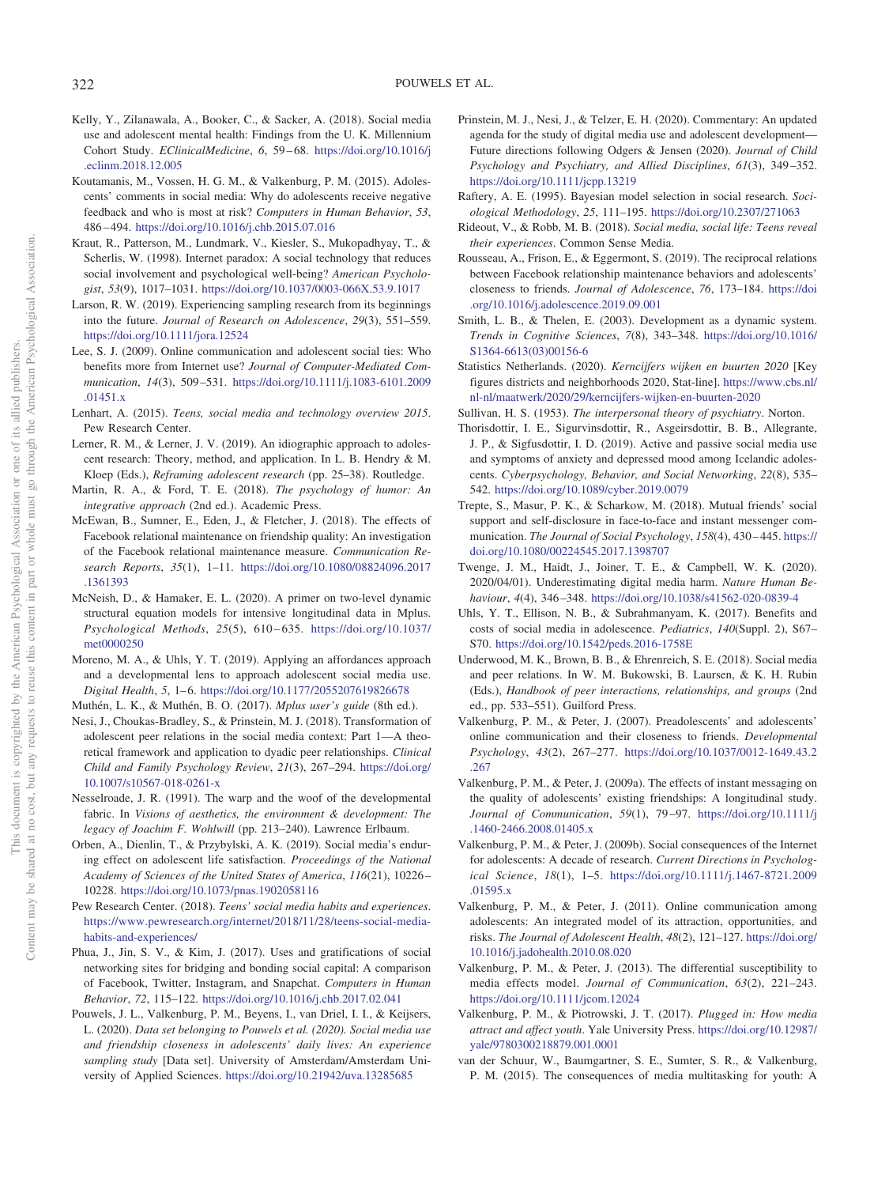Kelly, Y., Zilanawala, A., Booker, C., & Sacker, A. (2018). Social media use and adolescent mental health: Findings from the U. K. Millennium Cohort Study. *EClinicalMedicine*, *6*, 59–68. https://doi.org/10.1016/j.eclinm.2018.12.005

Koutamanis, M., Vossen, H. G. M., & Valkenburg, P. M. (2015). Adolescents' comments in social media: Why do adolescents receive negative feedback and who is most at risk? *Computers in Human Behavior*, *53*, 486–494. https://doi.org/10.1016/j.chb.2015.07.016

Kraut, R., Patterson, M., Lundmark, V., Kiesler, S., Mukopadhyay, T., & Scherlis, W. (1998). Internet paradox: A social technology that reduces social involvement and psychological well-being? *American Psychologist*, *53*(9), 1017–1031. https://doi.org/10.1037/0003-066X.53.9.1017

Larson, R. W. (2019). Experiencing sampling research from its beginnings into the future. *Journal of Research on Adolescence*, *29*(3), 551–559. https://doi.org/10.1111/jora.12524

Lee, S. J. (2009). Online communication and adolescent social ties: Who benefits more from Internet use? *Journal of Computer-Mediated Communication*, *14*(3), 509–531. https://doi.org/10.1111/j.1083-6101.2009.01451.x

Lenhart, A. (2015). *Teens, social media and technology overview 2015*. Pew Research Center.

Lerner, R. M., & Lerner, J. V. (2019). An idiographic approach to adolescent research: Theory, method, and application. In L. B. Hendry & M. Kloep (Eds.), *Reframing adolescent research* (pp. 25–38). Routledge.

Martin, R. A., & Ford, T. E. (2018). *The psychology of humor: An integrative approach* (2nd ed.). Academic Press.

McEwan, B., Sumner, E., Eden, J., & Fletcher, J. (2018). The effects of Facebook relational maintenance on friendship quality: An investigation of the Facebook relational maintenance measure. *Communication Research Reports*, *35*(1), 1–11. https://doi.org/10.1080/08824096.2017.1361393

McNeish, D., & Hamaker, E. L. (2020). A primer on two-level dynamic structural equation models for intensive longitudinal data in Mplus. *Psychological Methods*, *25*(5), 610–635. https://doi.org/10.1037/met0000250

Moreno, M. A., & Uhls, Y. T. (2019). Applying an affordances approach and a developmental lens to approach adolescent social media use. *Digital Health*, *5*, 1–6. https://doi.org/10.1177/2055207619826678

Muthén, L. K., & Muthén, B. O. (2017). *Mplus user's guide* (8th ed.).

Nesi, J., Choukas-Bradley, S., & Prinstein, M. J. (2018). Transformation of adolescent peer relations in the social media context: Part 1—A theoretical framework and application to dyadic peer relationships. *Clinical Child and Family Psychology Review*, *21*(3), 267–294. https://doi.org/10.1007/s10567-018-0261-x

Nesselroade, J. R. (1991). The warp and the woof of the developmental fabric. In *Visions of aesthetics, the environment & development: The legacy of Joachim F. Wohlwill* (pp. 213–240). Lawrence Erlbaum.

Orben, A., Dienlin, T., & Przybylski, A. K. (2019). Social media's enduring effect on adolescent life satisfaction. *Proceedings of the National Academy of Sciences of the United States of America*, *116*(21), 10226–10228. https://doi.org/10.1073/pnas.1902058116

Pew Research Center. (2018). *Teens' social media habits and experiences*. https://www.pewresearch.org/internet/2018/11/28/teens-social-media-habits-and-experiences/

Phua, J., Jin, S. V., & Kim, J. (2017). Uses and gratifications of social networking sites for bridging and bonding social capital: A comparison of Facebook, Twitter, Instagram, and Snapchat. *Computers in Human Behavior*, *72*, 115–122. https://doi.org/10.1016/j.chb.2017.02.041

Pouwels, J. L., Valkenburg, P. M., Beyens, I., van Driel, I. I., & Keijsers, L. (2020). *Data set belonging to Pouwels et al. (2020). Social media use and friendship closeness in adolescents' daily lives: An experience sampling study* [Data set]. University of Amsterdam/Amsterdam University of Applied Sciences. https://doi.org/10.21942/uva.13285685

Prinstein, M. J., Nesi, J., & Telzer, E. H. (2020). Commentary: An updated agenda for the study of digital media use and adolescent development—Future directions following Odgers & Jensen (2020). *Journal of Child Psychology and Psychiatry, and Allied Disciplines*, *61*(3), 349–352. https://doi.org/10.1111/jcpp.13219

Raftery, A. E. (1995). Bayesian model selection in social research. *Sociological Methodology*, *25*, 111–195. https://doi.org/10.2307/271063

Rideout, V., & Robb, M. B. (2018). *Social media, social life: Teens reveal their experiences*. Common Sense Media.

Rousseau, A., Frison, E., & Eggermont, S. (2019). The reciprocal relations between Facebook relationship maintenance behaviors and adolescents' closeness to friends. *Journal of Adolescence*, *76*, 173–184. https://doi.org/10.1016/j.adolescence.2019.09.001

Smith, L. B., & Thelen, E. (2003). Development as a dynamic system. *Trends in Cognitive Sciences*, *7*(8), 343–348. https://doi.org/10.1016/S1364-6613(03)00156-6

Statistics Netherlands. (2020). *Kerncijfers wijken en buurten 2020* [Key figures districts and neighborhoods 2020, Stat-line]. https://www.cbs.nl/nl-nl/maatwerk/2020/29/kerncijfers-wijken-en-buurten-2020

Sullivan, H. S. (1953). *The interpersonal theory of psychiatry*. Norton.

Thorisdottir, I. E., Sigurvinsdottir, R., Asgeirsdottir, B. B., Allegrante, J. P., & Sigfusdottir, I. D. (2019). Active and passive social media use and symptoms of anxiety and depressed mood among Icelandic adolescents. *Cyberpsychology, Behavior, and Social Networking*, *22*(8), 535–542. https://doi.org/10.1089/cyber.2019.0079

Trepte, S., Masur, P. K., & Scharkow, M. (2018). Mutual friends' social support and self-disclosure in face-to-face and instant messenger communication. *The Journal of Social Psychology*, *158*(4), 430–445. https://doi.org/10.1080/00224545.2017.1398707

Twenge, J. M., Haidt, J., Joiner, T. E., & Campbell, W. K. (2020). 2020/04/01). Underestimating digital media harm. *Nature Human Behaviour*, *4*(4), 346–348. https://doi.org/10.1038/s41562-020-0839-4

Uhls, Y. T., Ellison, N. B., & Subrahmanyam, K. (2017). Benefits and costs of social media in adolescence. *Pediatrics*, *140*(Suppl. 2), S67–S70. https://doi.org/10.1542/peds.2016-1758E

Underwood, M. K., Brown, B. B., & Ehrenreich, S. E. (2018). Social media and peer relations. In W. M. Bukowski, B. Laursen, & K. H. Rubin (Eds.), *Handbook of peer interactions, relationships, and groups* (2nd ed., pp. 533–551). Guilford Press.

Valkenburg, P. M., & Peter, J. (2007). Preadolescents' and adolescents' online communication and their closeness to friends. *Developmental Psychology*, *43*(2), 267–277. https://doi.org/10.1037/0012-1649.43.2.267

Valkenburg, P. M., & Peter, J. (2009a). The effects of instant messaging on the quality of adolescents' existing friendships: A longitudinal study. *Journal of Communication*, *59*(1), 79–97. https://doi.org/10.1111/j.1460-2466.2008.01405.x

Valkenburg, P. M., & Peter, J. (2009b). Social consequences of the Internet for adolescents: A decade of research. *Current Directions in Psychological Science*, *18*(1), 1–5. https://doi.org/10.1111/j.1467-8721.2009.01595.x

Valkenburg, P. M., & Peter, J. (2011). Online communication among adolescents: An integrated model of its attraction, opportunities, and risks. *The Journal of Adolescent Health*, *48*(2), 121–127. https://doi.org/10.1016/j.jadohealth.2010.08.020

Valkenburg, P. M., & Peter, J. (2013). The differential susceptibility to media effects model. *Journal of Communication*, *63*(2), 221–243. https://doi.org/10.1111/jcom.12024

Valkenburg, P. M., & Piotrowski, J. T. (2017). *Plugged in: How media attract and affect youth*. Yale University Press. https://doi.org/10.12987/yale/9780300218879.001.0001

van der Schuur, W., Baumgartner, S. E., Sumter, S. R., & Valkenburg, P. M. (2015). The consequences of media multitasking for youth: A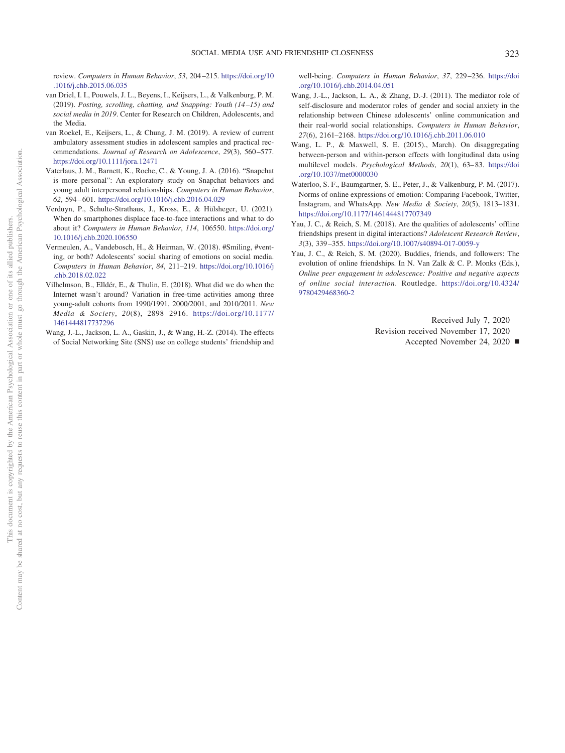review. *Computers in Human Behavior*, *53*, 204–215. https://doi.org/10.1016/j.chb.2015.06.035

van Driel, I. I., Pouwels, J. L., Beyens, I., Keijsers, L., & Valkenburg, P. M. (2019). *Posting, scrolling, chatting, and Snapping: Youth (14–15) and social media in 2019*. Center for Research on Children, Adolescents, and the Media.

van Roekel, E., Keijsers, L., & Chung, J. M. (2019). A review of current ambulatory assessment studies in adolescent samples and practical recommendations. *Journal of Research on Adolescence*, *29*(3), 560–577. https://doi.org/10.1111/jora.12471

Vaterlaus, J. M., Barnett, K., Roche, C., & Young, J. A. (2016). "Snapchat is more personal": An exploratory study on Snapchat behaviors and young adult interpersonal relationships. *Computers in Human Behavior*, *62*, 594–601. https://doi.org/10.1016/j.chb.2016.04.029

Verduyn, P., Schulte-Strathaus, J., Kross, E., & Hülsheger, U. (2021). When do smartphones displace face-to-face interactions and what to do about it? *Computers in Human Behavior*, *114*, 106550. https://doi.org/10.1016/j.chb.2020.106550

Vermeulen, A., Vandebosch, H., & Heirman, W. (2018). #Smiling, #venting, or both? Adolescents' social sharing of emotions on social media. *Computers in Human Behavior*, *84*, 211–219. https://doi.org/10.1016/j.chb.2018.02.022

Vilhelmson, B., Elldér, E., & Thulin, E. (2018). What did we do when the Internet wasn't around? Variation in free-time activities among three young-adult cohorts from 1990/1991, 2000/2001, and 2010/2011. *New Media & Society*, *20*(8), 2898–2916. https://doi.org/10.1177/1461444817737296

Wang, J.-L., Jackson, L. A., Gaskin, J., & Wang, H.-Z. (2014). The effects of Social Networking Site (SNS) use on college students' friendship and well-being. *Computers in Human Behavior*, *37*, 229–236. https://doi.org/10.1016/j.chb.2014.04.051

Wang, J.-L., Jackson, L. A., & Zhang, D.-J. (2011). The mediator role of self-disclosure and moderator roles of gender and social anxiety in the relationship between Chinese adolescents' online communication and their real-world social relationships. *Computers in Human Behavior*, *27*(6), 2161–2168. https://doi.org/10.1016/j.chb.2011.06.010

Wang, L. P., & Maxwell, S. E. (2015)., March). On disaggregating between-person and within-person effects with longitudinal data using multilevel models. *Psychological Methods*, *20*(1), 63–83. https://doi.org/10.1037/met0000030

Waterloo, S. F., Baumgartner, S. E., Peter, J., & Valkenburg, P. M. (2017). Norms of online expressions of emotion: Comparing Facebook, Twitter, Instagram, and WhatsApp. *New Media & Society*, *20*(5), 1813–1831. https://doi.org/10.1177/1461444817707349

Yau, J. C., & Reich, S. M. (2018). Are the qualities of adolescents' offline friendships present in digital interactions? *Adolescent Research Review*, *3*(3), 339–355. https://doi.org/10.1007/s40894-017-0059-y

Yau, J. C., & Reich, S. M. (2020). Buddies, friends, and followers: The evolution of online friendships. In N. Van Zalk & C. P. Monks (Eds.), *Online peer engagement in adolescence: Positive and negative aspects of online social interaction*. Routledge. https://doi.org/10.4324/9780429468360-2

Received July 7, 2020
Revision received November 17, 2020
Accepted November 24, 2020 ■